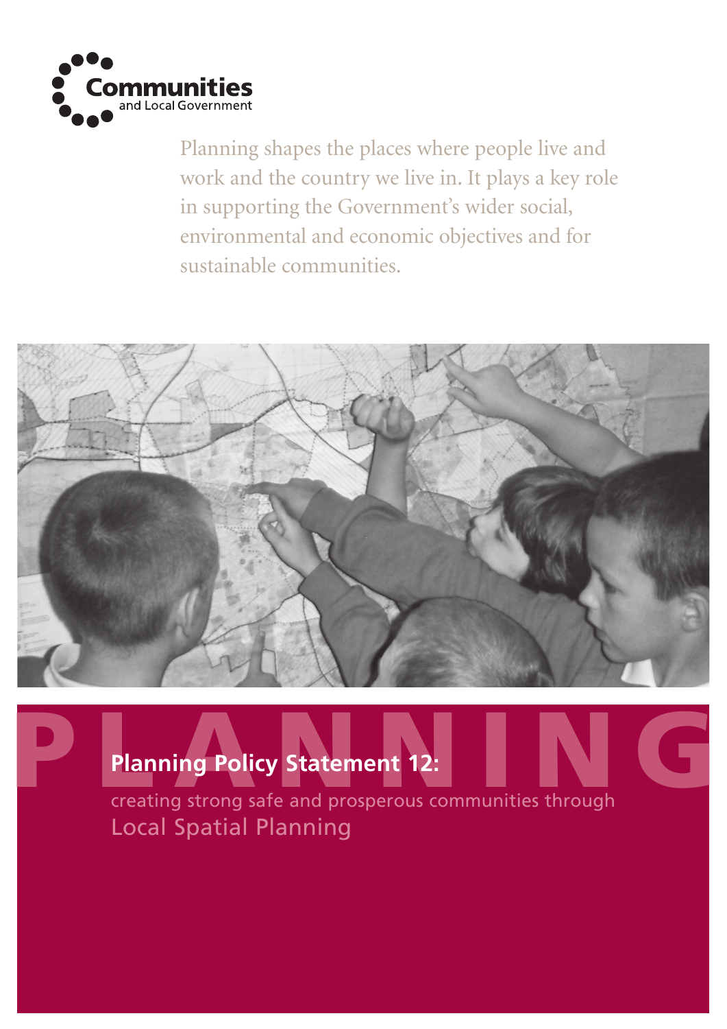Communities and Local Government

Planning shapes the places where people live and work and the country we live in. It plays a key role in supporting the Government's wider social, environmental and economic objectives and for sustainable communities.

PLANNING

# Planning Policy Statement 12:

creating strong safe and prosperous communities through

## Local Spatial Planning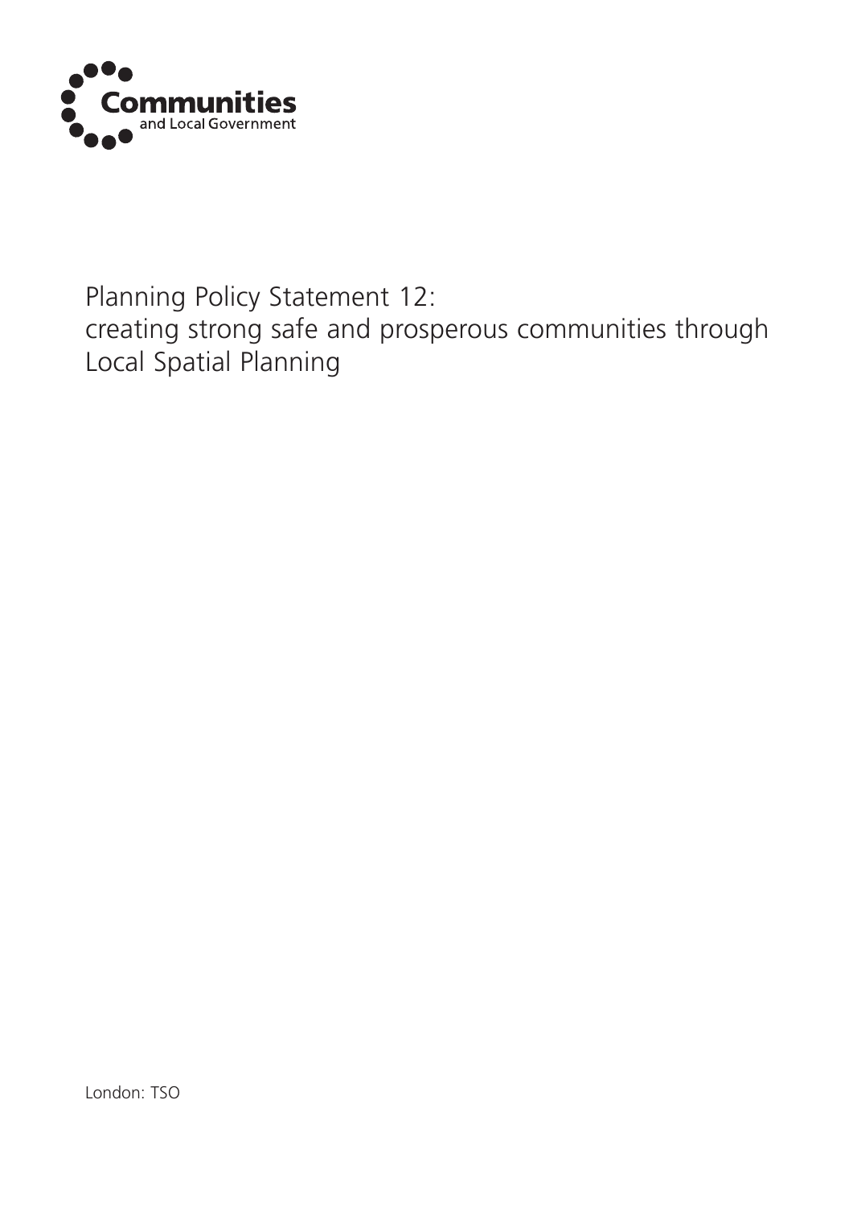Communities and Local Government

# Planning Policy Statement 12: creating strong safe and prosperous communities through Local Spatial Planning

London: TSO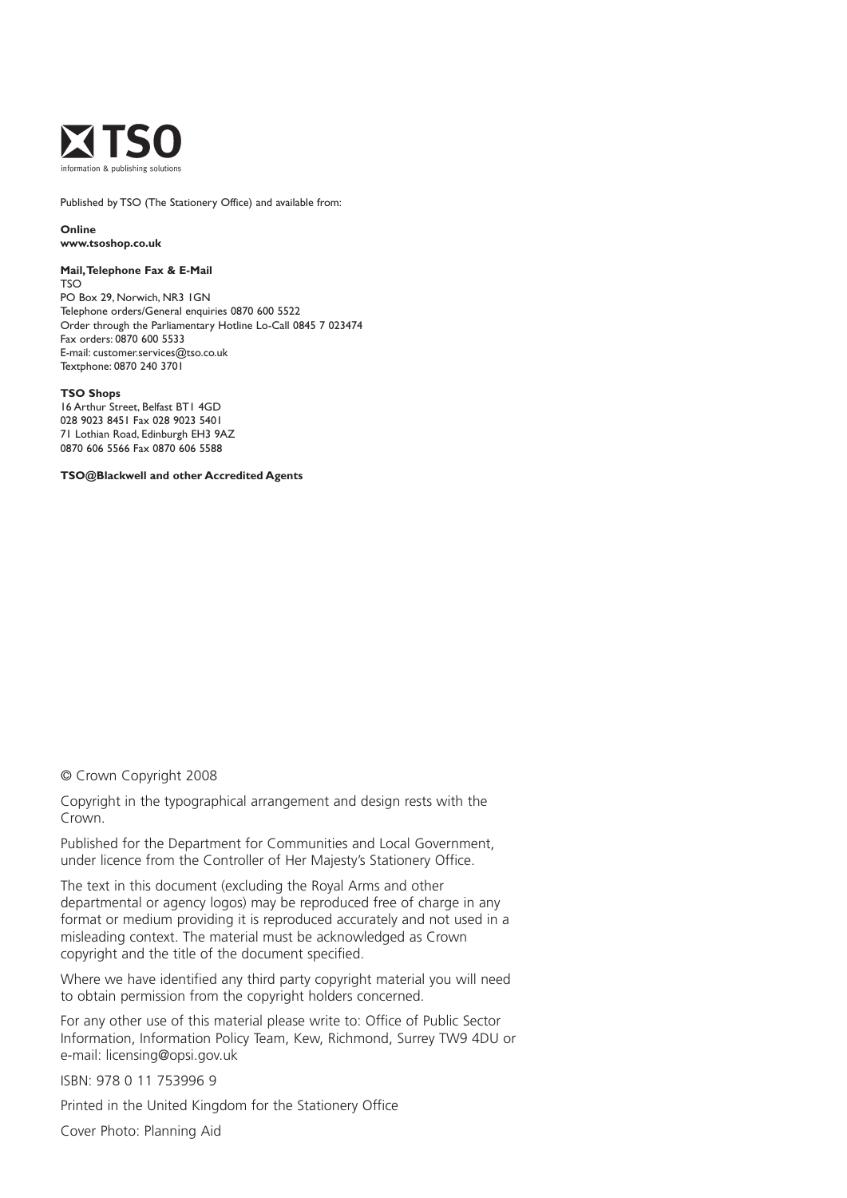TSO

information & publishing solutions

Published by TSO (The Stationery Office) and available from:

**Online**
**www.tsoshop.co.uk**

**Mail, Telephone Fax & E-Mail**
TSO
PO Box 29, Norwich, NR3 1GN
Telephone orders/General enquiries 0870 600 5522
Order through the Parliamentary Hotline Lo-Call 0845 7 023474
Fax orders: 0870 600 5533
E-mail: customer.services@tso.co.uk
Textphone: 0870 240 3701

**TSO Shops**
16 Arthur Street, Belfast BT1 4GD
028 9023 8451 Fax 028 9023 5401
71 Lothian Road, Edinburgh EH3 9AZ
0870 606 5566 Fax 0870 606 5588

**TSO@Blackwell and other Accredited Agents**

© Crown Copyright 2008

Copyright in the typographical arrangement and design rests with the Crown.

Published for the Department for Communities and Local Government, under licence from the Controller of Her Majesty's Stationery Office.

The text in this document (excluding the Royal Arms and other departmental or agency logos) may be reproduced free of charge in any format or medium providing it is reproduced accurately and not used in a misleading context. The material must be acknowledged as Crown copyright and the title of the document specified.

Where we have identified any third party copyright material you will need to obtain permission from the copyright holders concerned.

For any other use of this material please write to: Office of Public Sector Information, Information Policy Team, Kew, Richmond, Surrey TW9 4DU or e-mail: licensing@opsi.gov.uk

ISBN: 978 0 11 753996 9

Printed in the United Kingdom for the Stationery Office

Cover Photo: Planning Aid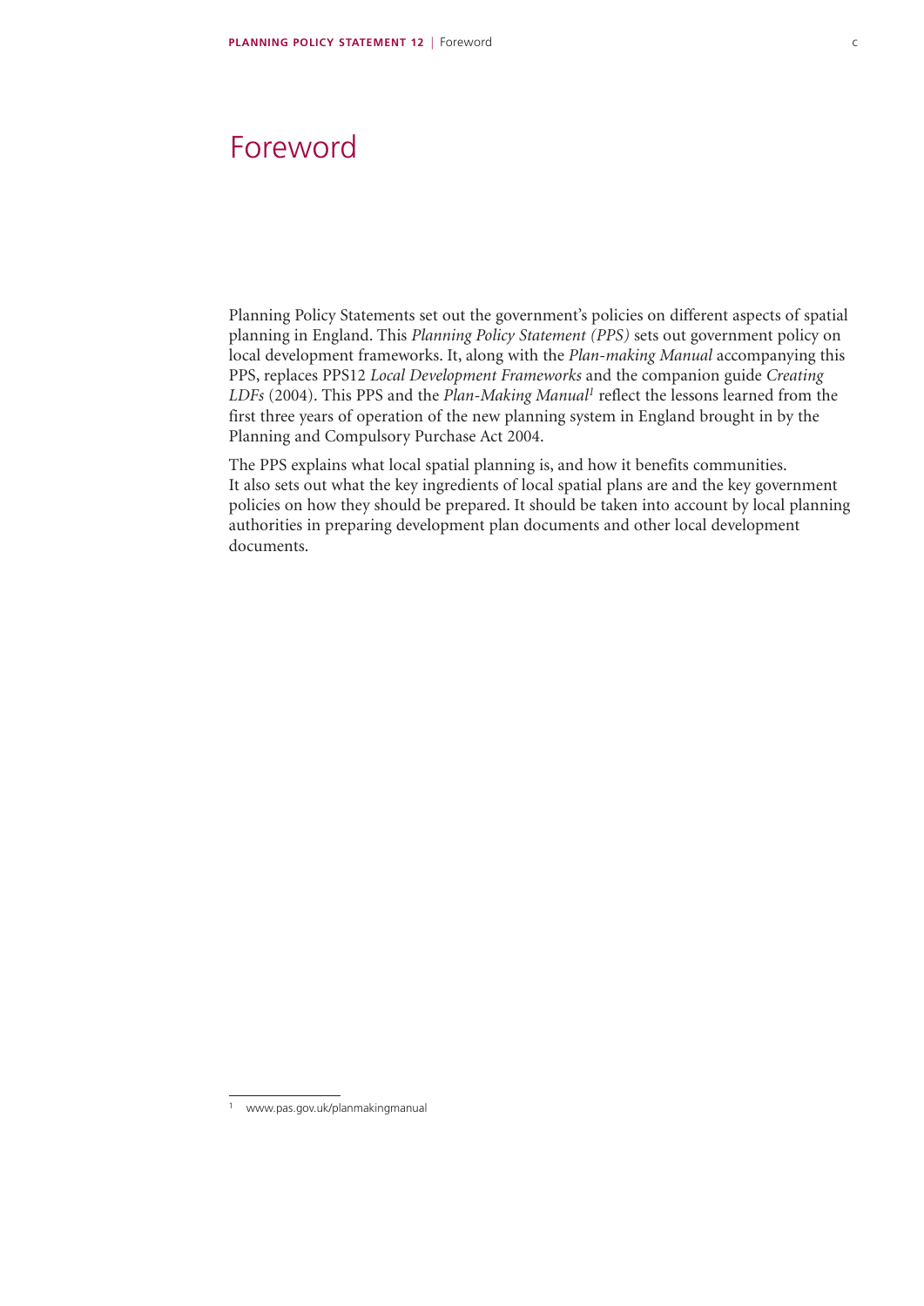# Foreword

Planning Policy Statements set out the government's policies on different aspects of spatial planning in England. This *Planning Policy Statement (PPS)* sets out government policy on local development frameworks. It, along with the *Plan-making Manual* accompanying this PPS, replaces PPS12 *Local Development Frameworks* and the companion guide *Creating LDFs* (2004). This PPS and the *Plan-Making Manual*[1] reflect the lessons learned from the first three years of operation of the new planning system in England brought in by the Planning and Compulsory Purchase Act 2004.

The PPS explains what local spatial planning is, and how it benefits communities. It also sets out what the key ingredients of local spatial plans are and the key government policies on how they should be prepared. It should be taken into account by local planning authorities in preparing development plan documents and other local development documents.

---

[1] www.pas.gov.uk/planmakingmanual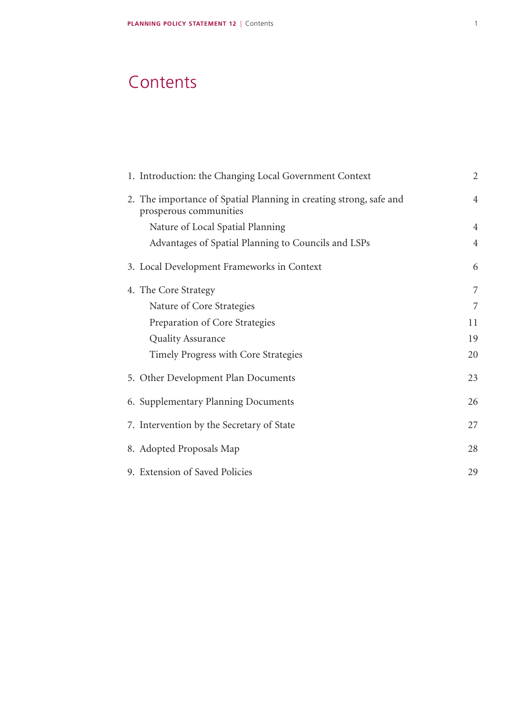# Contents

| | |
|---|---|
| 1. Introduction: the Changing Local Government Context | 2 |
| 2. The importance of Spatial Planning in creating strong, safe and prosperous communities | 4 |
| Nature of Local Spatial Planning | 4 |
| Advantages of Spatial Planning to Councils and LSPs | 4 |
| 3. Local Development Frameworks in Context | 6 |
| 4. The Core Strategy | 7 |
| Nature of Core Strategies | 7 |
| Preparation of Core Strategies | 11 |
| Quality Assurance | 19 |
| Timely Progress with Core Strategies | 20 |
| 5. Other Development Plan Documents | 23 |
| 6. Supplementary Planning Documents | 26 |
| 7. Intervention by the Secretary of State | 27 |
| 8. Adopted Proposals Map | 28 |
| 9. Extension of Saved Policies | 29 |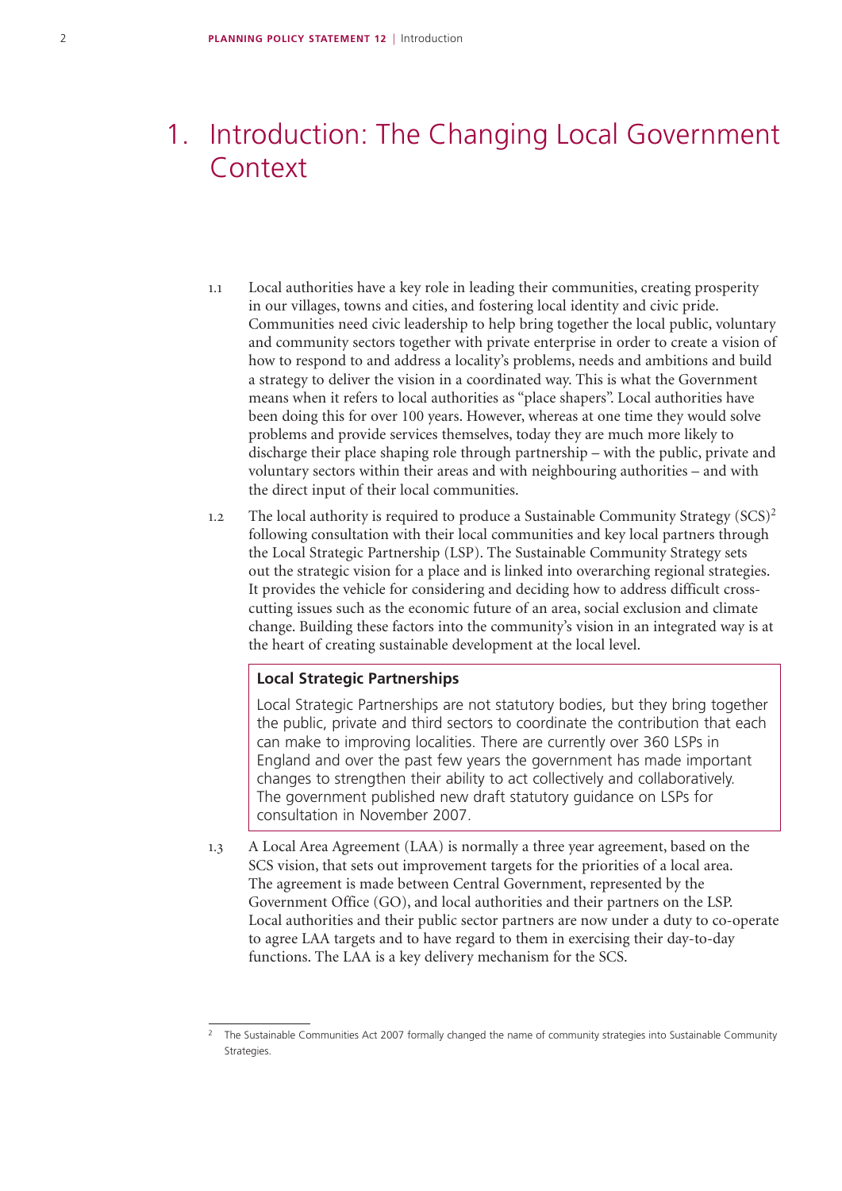# 1. Introduction: The Changing Local Government Context

1.1 Local authorities have a key role in leading their communities, creating prosperity in our villages, towns and cities, and fostering local identity and civic pride. Communities need civic leadership to help bring together the local public, voluntary and community sectors together with private enterprise in order to create a vision of how to respond to and address a locality's problems, needs and ambitions and build a strategy to deliver the vision in a coordinated way. This is what the Government means when it refers to local authorities as "place shapers". Local authorities have been doing this for over 100 years. However, whereas at one time they would solve problems and provide services themselves, today they are much more likely to discharge their place shaping role through partnership – with the public, private and voluntary sectors within their areas and with neighbouring authorities – and with the direct input of their local communities.

1.2 The local authority is required to produce a Sustainable Community Strategy (SCS)[2] following consultation with their local communities and key local partners through the Local Strategic Partnership (LSP). The Sustainable Community Strategy sets out the strategic vision for a place and is linked into overarching regional strategies. It provides the vehicle for considering and deciding how to address difficult cross-cutting issues such as the economic future of an area, social exclusion and climate change. Building these factors into the community's vision in an integrated way is at the heart of creating sustainable development at the local level.

> **Local Strategic Partnerships**
>
> Local Strategic Partnerships are not statutory bodies, but they bring together the public, private and third sectors to coordinate the contribution that each can make to improving localities. There are currently over 360 LSPs in England and over the past few years the government has made important changes to strengthen their ability to act collectively and collaboratively. The government published new draft statutory guidance on LSPs for consultation in November 2007.

1.3 A Local Area Agreement (LAA) is normally a three year agreement, based on the SCS vision, that sets out improvement targets for the priorities of a local area. The agreement is made between Central Government, represented by the Government Office (GO), and local authorities and their partners on the LSP. Local authorities and their public sector partners are now under a duty to co-operate to agree LAA targets and to have regard to them in exercising their day-to-day functions. The LAA is a key delivery mechanism for the SCS.

---

[2] The Sustainable Communities Act 2007 formally changed the name of community strategies into Sustainable Community Strategies.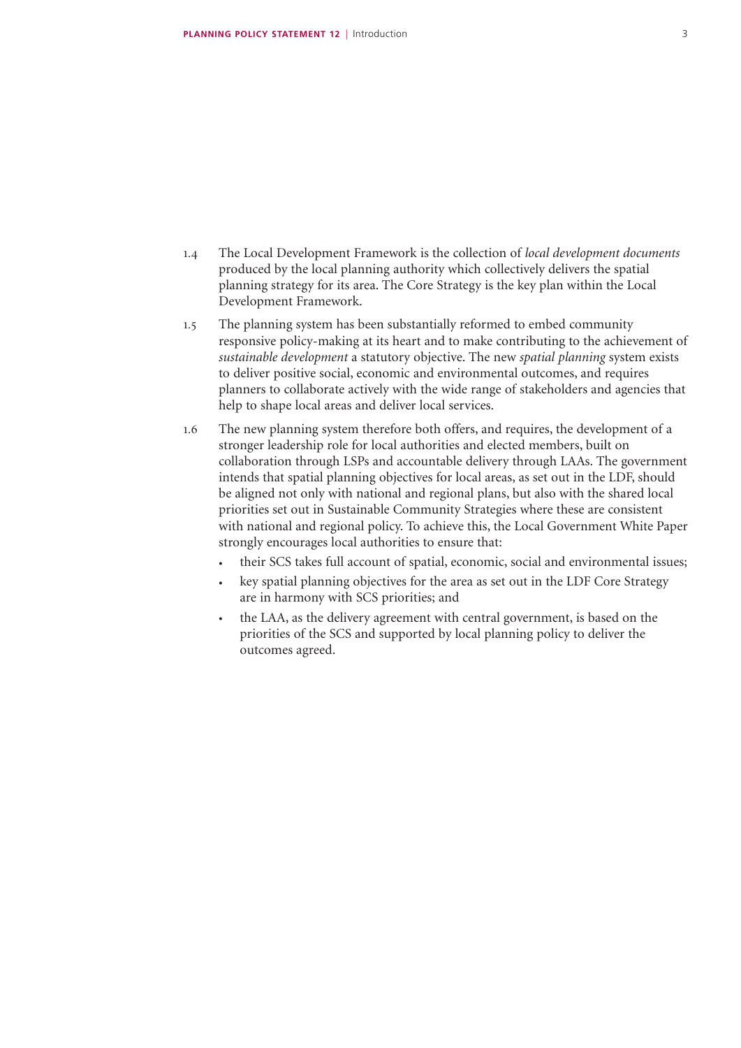1.4 The Local Development Framework is the collection of *local development documents* produced by the local planning authority which collectively delivers the spatial planning strategy for its area. The Core Strategy is the key plan within the Local Development Framework.

1.5 The planning system has been substantially reformed to embed community responsive policy-making at its heart and to make contributing to the achievement of *sustainable development* a statutory objective. The new *spatial planning* system exists to deliver positive social, economic and environmental outcomes, and requires planners to collaborate actively with the wide range of stakeholders and agencies that help to shape local areas and deliver local services.

1.6 The new planning system therefore both offers, and requires, the development of a stronger leadership role for local authorities and elected members, built on collaboration through LSPs and accountable delivery through LAAs. The government intends that spatial planning objectives for local areas, as set out in the LDF, should be aligned not only with national and regional plans, but also with the shared local priorities set out in Sustainable Community Strategies where these are consistent with national and regional policy. To achieve this, the Local Government White Paper strongly encourages local authorities to ensure that:

- their SCS takes full account of spatial, economic, social and environmental issues;
- key spatial planning objectives for the area as set out in the LDF Core Strategy are in harmony with SCS priorities; and
- the LAA, as the delivery agreement with central government, is based on the priorities of the SCS and supported by local planning policy to deliver the outcomes agreed.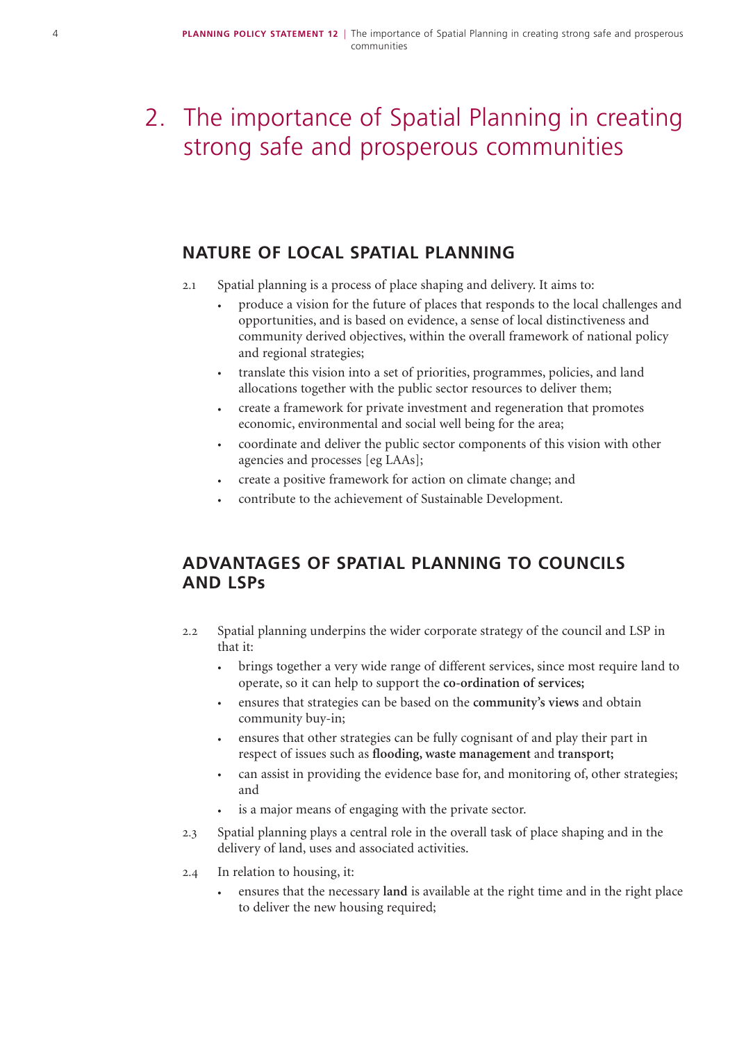# 2. The importance of Spatial Planning in creating strong safe and prosperous communities

## NATURE OF LOCAL SPATIAL PLANNING

2.1 Spatial planning is a process of place shaping and delivery. It aims to:

- produce a vision for the future of places that responds to the local challenges and opportunities, and is based on evidence, a sense of local distinctiveness and community derived objectives, within the overall framework of national policy and regional strategies;
- translate this vision into a set of priorities, programmes, policies, and land allocations together with the public sector resources to deliver them;
- create a framework for private investment and regeneration that promotes economic, environmental and social well being for the area;
- coordinate and deliver the public sector components of this vision with other agencies and processes [eg LAAs];
- create a positive framework for action on climate change; and
- contribute to the achievement of Sustainable Development.

## ADVANTAGES OF SPATIAL PLANNING TO COUNCILS AND LSPs

2.2 Spatial planning underpins the wider corporate strategy of the council and LSP in that it:

- brings together a very wide range of different services, since most require land to operate, so it can help to support the **co-ordination of services;**
- ensures that strategies can be based on the **community's views** and obtain community buy-in;
- ensures that other strategies can be fully cognisant of and play their part in respect of issues such as **flooding, waste management** and **transport;**
- can assist in providing the evidence base for, and monitoring of, other strategies; and
- is a major means of engaging with the private sector.

2.3 Spatial planning plays a central role in the overall task of place shaping and in the delivery of land, uses and associated activities.

2.4 In relation to housing, it:

- ensures that the necessary **land** is available at the right time and in the right place to deliver the new housing required;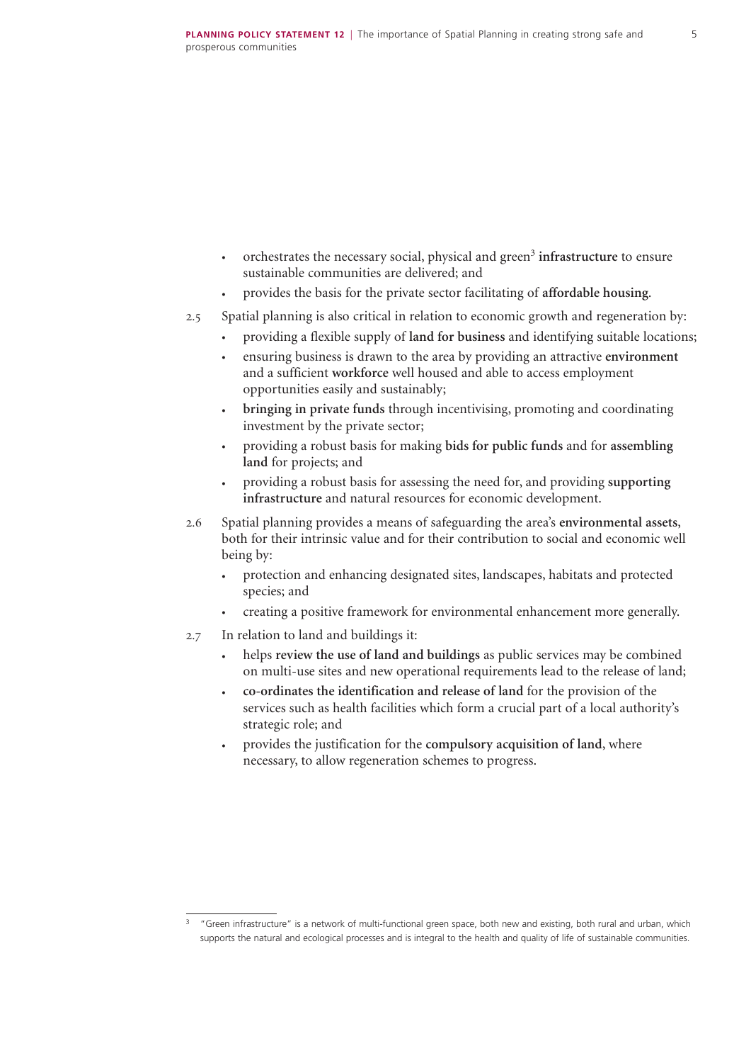- orchestrates the necessary social, physical and green[3] **infrastructure** to ensure sustainable communities are delivered; and
- provides the basis for the private sector facilitating of **affordable housing**.

2.5 Spatial planning is also critical in relation to economic growth and regeneration by:

- providing a flexible supply of **land for business** and identifying suitable locations;
- ensuring business is drawn to the area by providing an attractive **environment** and a sufficient **workforce** well housed and able to access employment opportunities easily and sustainably;
- **bringing in private funds** through incentivising, promoting and coordinating investment by the private sector;
- providing a robust basis for making **bids for public funds** and for **assembling land** for projects; and
- providing a robust basis for assessing the need for, and providing **supporting infrastructure** and natural resources for economic development.

2.6 Spatial planning provides a means of safeguarding the area's **environmental assets**, both for their intrinsic value and for their contribution to social and economic well being by:

- protection and enhancing designated sites, landscapes, habitats and protected species; and
- creating a positive framework for environmental enhancement more generally.

2.7 In relation to land and buildings it:

- helps **review the use of land and buildings** as public services may be combined on multi-use sites and new operational requirements lead to the release of land;
- **co-ordinates the identification and release of land** for the provision of the services such as health facilities which form a crucial part of a local authority's strategic role; and
- provides the justification for the **compulsory acquisition of land**, where necessary, to allow regeneration schemes to progress.

---

[3] "Green infrastructure" is a network of multi-functional green space, both new and existing, both rural and urban, which supports the natural and ecological processes and is integral to the health and quality of life of sustainable communities.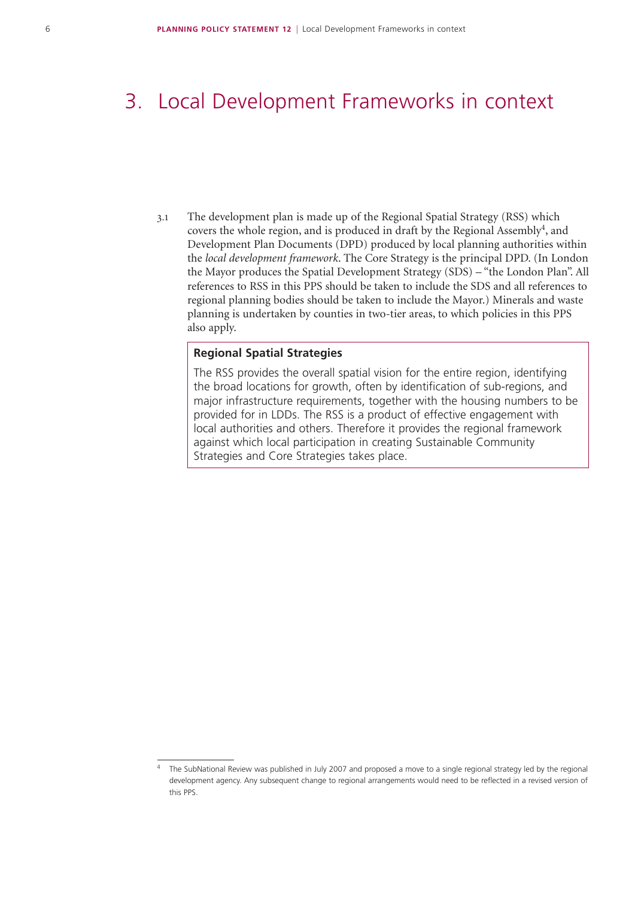# 3. Local Development Frameworks in context

3.1 The development plan is made up of the Regional Spatial Strategy (RSS) which covers the whole region, and is produced in draft by the Regional Assembly[4], and Development Plan Documents (DPD) produced by local planning authorities within the *local development framework*. The Core Strategy is the principal DPD. (In London the Mayor produces the Spatial Development Strategy (SDS) – "the London Plan". All references to RSS in this PPS should be taken to include the SDS and all references to regional planning bodies should be taken to include the Mayor.) Minerals and waste planning is undertaken by counties in two-tier areas, to which policies in this PPS also apply.

> **Regional Spatial Strategies**
>
> The RSS provides the overall spatial vision for the entire region, identifying the broad locations for growth, often by identification of sub-regions, and major infrastructure requirements, together with the housing numbers to be provided for in LDDs. The RSS is a product of effective engagement with local authorities and others. Therefore it provides the regional framework against which local participation in creating Sustainable Community Strategies and Core Strategies takes place.

[4] The SubNational Review was published in July 2007 and proposed a move to a single regional strategy led by the regional development agency. Any subsequent change to regional arrangements would need to be reflected in a revised version of this PPS.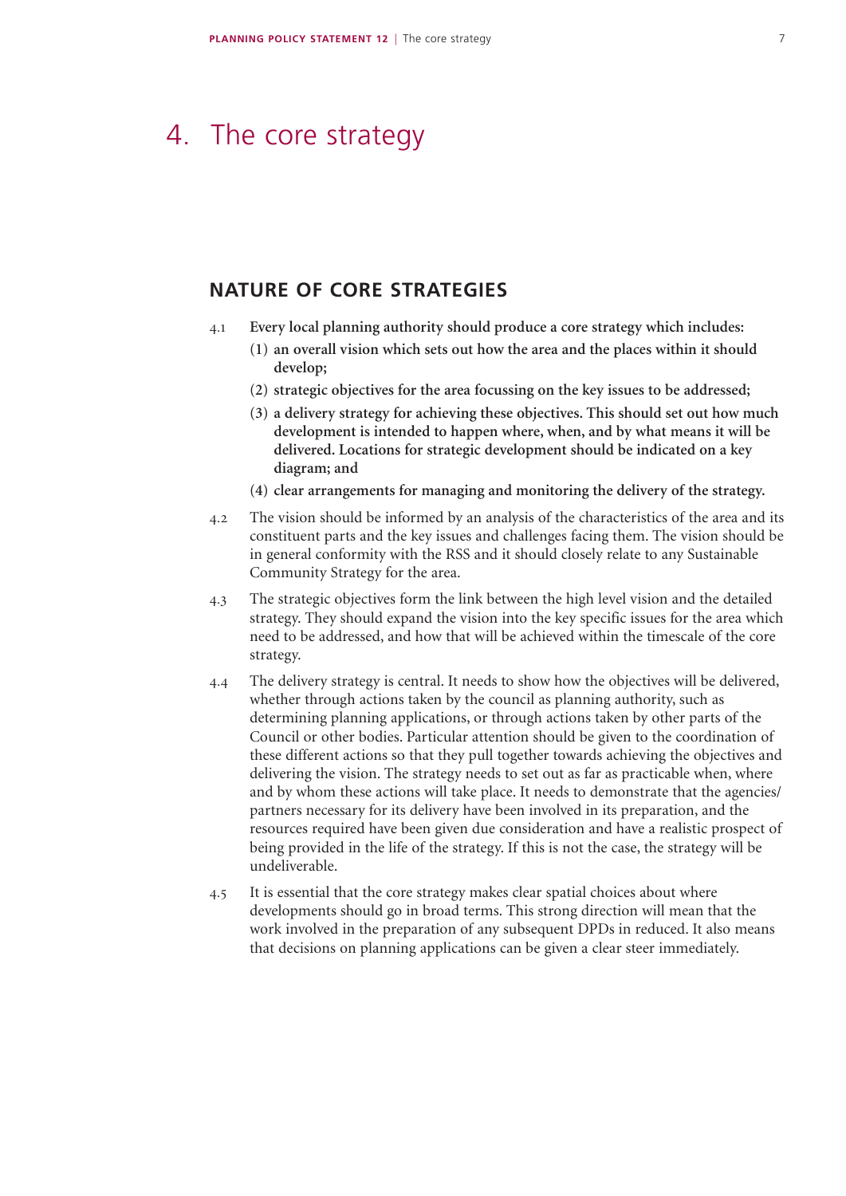# 4. The core strategy

## NATURE OF CORE STRATEGIES

4.1 **Every local planning authority should produce a core strategy which includes:**

**(1) an overall vision which sets out how the area and the places within it should develop;**

**(2) strategic objectives for the area focussing on the key issues to be addressed;**

**(3) a delivery strategy for achieving these objectives. This should set out how much development is intended to happen where, when, and by what means it will be delivered. Locations for strategic development should be indicated on a key diagram; and**

**(4) clear arrangements for managing and monitoring the delivery of the strategy.**

4.2 The vision should be informed by an analysis of the characteristics of the area and its constituent parts and the key issues and challenges facing them. The vision should be in general conformity with the RSS and it should closely relate to any Sustainable Community Strategy for the area.

4.3 The strategic objectives form the link between the high level vision and the detailed strategy. They should expand the vision into the key specific issues for the area which need to be addressed, and how that will be achieved within the timescale of the core strategy.

4.4 The delivery strategy is central. It needs to show how the objectives will be delivered, whether through actions taken by the council as planning authority, such as determining planning applications, or through actions taken by other parts of the Council or other bodies. Particular attention should be given to the coordination of these different actions so that they pull together towards achieving the objectives and delivering the vision. The strategy needs to set out as far as practicable when, where and by whom these actions will take place. It needs to demonstrate that the agencies/partners necessary for its delivery have been involved in its preparation, and the resources required have been given due consideration and have a realistic prospect of being provided in the life of the strategy. If this is not the case, the strategy will be undeliverable.

4.5 It is essential that the core strategy makes clear spatial choices about where developments should go in broad terms. This strong direction will mean that the work involved in the preparation of any subsequent DPDs in reduced. It also means that decisions on planning applications can be given a clear steer immediately.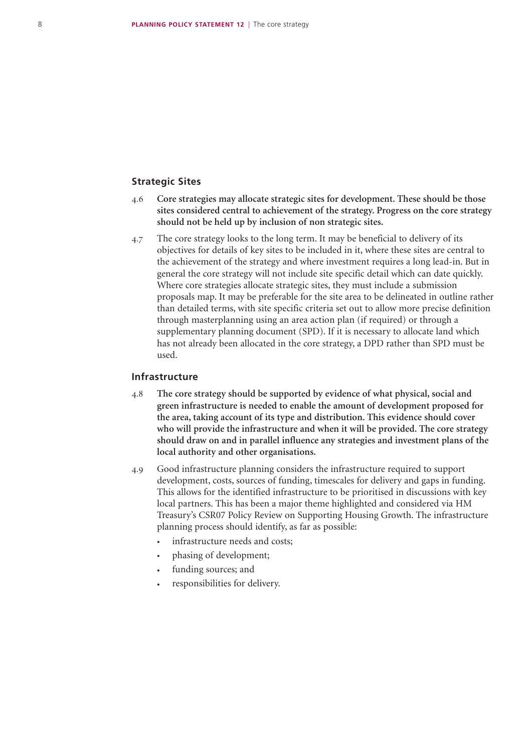### Strategic Sites

4.6 **Core strategies may allocate strategic sites for development. These should be those sites considered central to achievement of the strategy. Progress on the core strategy should not be held up by inclusion of non strategic sites.**

4.7 The core strategy looks to the long term. It may be beneficial to delivery of its objectives for details of key sites to be included in it, where these sites are central to the achievement of the strategy and where investment requires a long lead-in. But in general the core strategy will not include site specific detail which can date quickly. Where core strategies allocate strategic sites, they must include a submission proposals map. It may be preferable for the site area to be delineated in outline rather than detailed terms, with site specific criteria set out to allow more precise definition through masterplanning using an area action plan (if required) or through a supplementary planning document (SPD). If it is necessary to allocate land which has not already been allocated in the core strategy, a DPD rather than SPD must be used.

### Infrastructure

4.8 **The core strategy should be supported by evidence of what physical, social and green infrastructure is needed to enable the amount of development proposed for the area, taking account of its type and distribution. This evidence should cover who will provide the infrastructure and when it will be provided. The core strategy should draw on and in parallel influence any strategies and investment plans of the local authority and other organisations.**

4.9 Good infrastructure planning considers the infrastructure required to support development, costs, sources of funding, timescales for delivery and gaps in funding. This allows for the identified infrastructure to be prioritised in discussions with key local partners. This has been a major theme highlighted and considered via HM Treasury's CSR07 Policy Review on Supporting Housing Growth. The infrastructure planning process should identify, as far as possible:

- infrastructure needs and costs;
- phasing of development;
- funding sources; and
- responsibilities for delivery.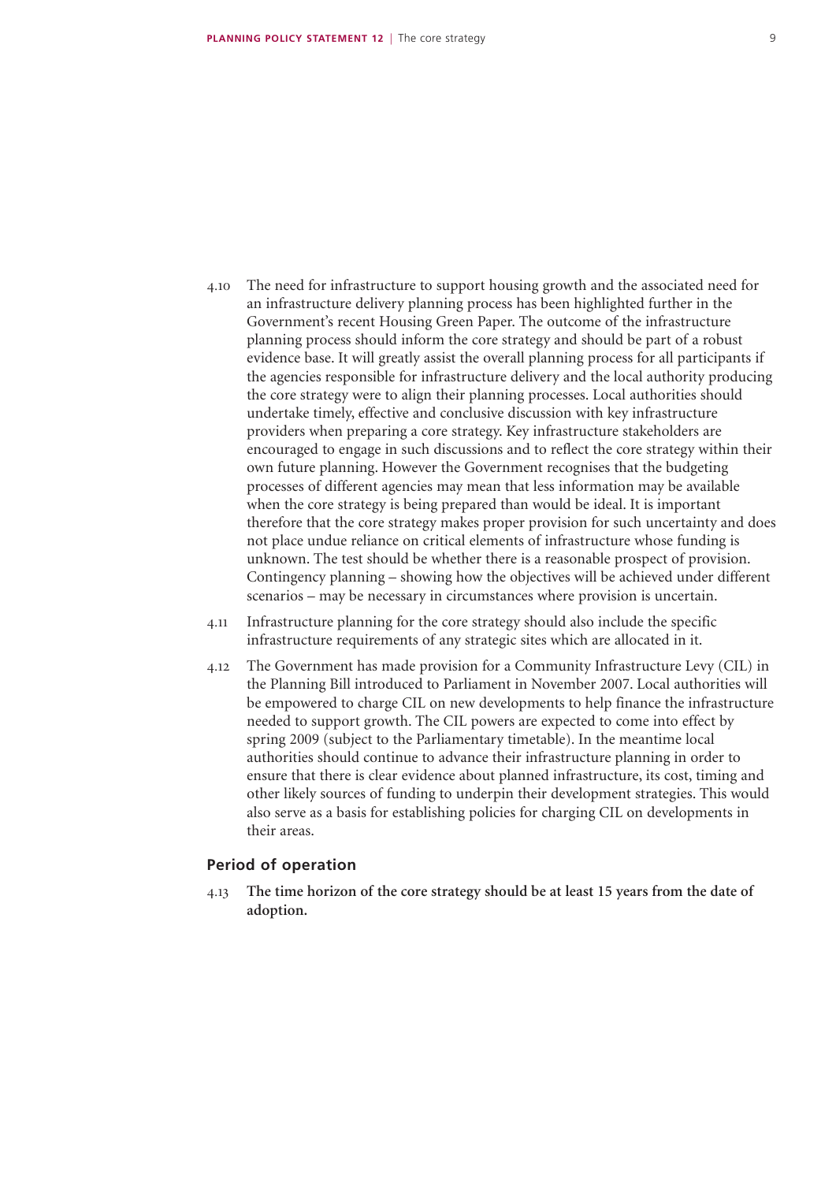4.10 The need for infrastructure to support housing growth and the associated need for an infrastructure delivery planning process has been highlighted further in the Government's recent Housing Green Paper. The outcome of the infrastructure planning process should inform the core strategy and should be part of a robust evidence base. It will greatly assist the overall planning process for all participants if the agencies responsible for infrastructure delivery and the local authority producing the core strategy were to align their planning processes. Local authorities should undertake timely, effective and conclusive discussion with key infrastructure providers when preparing a core strategy. Key infrastructure stakeholders are encouraged to engage in such discussions and to reflect the core strategy within their own future planning. However the Government recognises that the budgeting processes of different agencies may mean that less information may be available when the core strategy is being prepared than would be ideal. It is important therefore that the core strategy makes proper provision for such uncertainty and does not place undue reliance on critical elements of infrastructure whose funding is unknown. The test should be whether there is a reasonable prospect of provision. Contingency planning – showing how the objectives will be achieved under different scenarios – may be necessary in circumstances where provision is uncertain.

4.11 Infrastructure planning for the core strategy should also include the specific infrastructure requirements of any strategic sites which are allocated in it.

4.12 The Government has made provision for a Community Infrastructure Levy (CIL) in the Planning Bill introduced to Parliament in November 2007. Local authorities will be empowered to charge CIL on new developments to help finance the infrastructure needed to support growth. The CIL powers are expected to come into effect by spring 2009 (subject to the Parliamentary timetable). In the meantime local authorities should continue to advance their infrastructure planning in order to ensure that there is clear evidence about planned infrastructure, its cost, timing and other likely sources of funding to underpin their development strategies. This would also serve as a basis for establishing policies for charging CIL on developments in their areas.

### Period of operation

4.13 **The time horizon of the core strategy should be at least 15 years from the date of adoption.**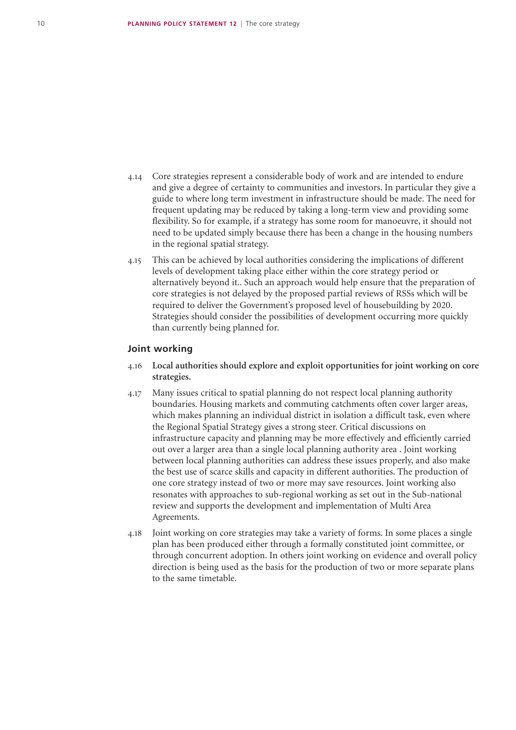4.14 Core strategies represent a considerable body of work and are intended to endure and give a degree of certainty to communities and investors. In particular they give a guide to where long term investment in infrastructure should be made. The need for frequent updating may be reduced by taking a long-term view and providing some flexibility. So for example, if a strategy has some room for manoeuvre, it should not need to be updated simply because there has been a change in the housing numbers in the regional spatial strategy.

4.15 This can be achieved by local authorities considering the implications of different levels of development taking place either within the core strategy period or alternatively beyond it.. Such an approach would help ensure that the preparation of core strategies is not delayed by the proposed partial reviews of RSSs which will be required to deliver the Government's proposed level of housebuilding by 2020. Strategies should consider the possibilities of development occurring more quickly than currently being planned for.

## Joint working

4.16 **Local authorities should explore and exploit opportunities for joint working on core strategies.**

4.17 Many issues critical to spatial planning do not respect local planning authority boundaries. Housing markets and commuting catchments often cover larger areas, which makes planning an individual district in isolation a difficult task, even where the Regional Spatial Strategy gives a strong steer. Critical discussions on infrastructure capacity and planning may be more effectively and efficiently carried out over a larger area than a single local planning authority area . Joint working between local planning authorities can address these issues properly, and also make the best use of scarce skills and capacity in different authorities. The production of one core strategy instead of two or more may save resources. Joint working also resonates with approaches to sub-regional working as set out in the Sub-national review and supports the development and implementation of Multi Area Agreements.

4.18 Joint working on core strategies may take a variety of forms. In some places a single plan has been produced either through a formally constituted joint committee, or through concurrent adoption. In others joint working on evidence and overall policy direction is being used as the basis for the production of two or more separate plans to the same timetable.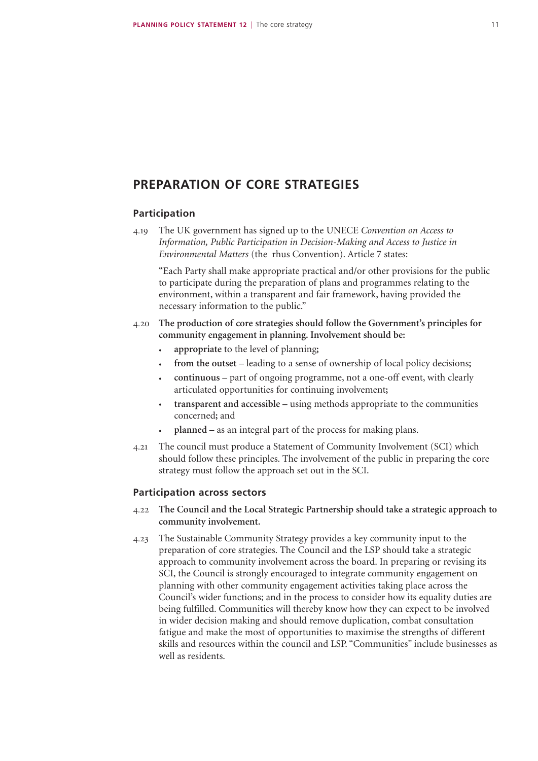## PREPARATION OF CORE STRATEGIES

### Participation

4.19 The UK government has signed up to the UNECE *Convention on Access to Information, Public Participation in Decision-Making and Access to Justice in Environmental Matters* (the  rhus Convention). Article 7 states:

"Each Party shall make appropriate practical and/or other provisions for the public to participate during the preparation of plans and programmes relating to the environment, within a transparent and fair framework, having provided the necessary information to the public."

4.20 **The production of core strategies should follow the Government's principles for community engagement in planning. Involvement should be:**

- **appropriate** to the level of planning;
- **from the outset** – leading to a sense of ownership of local policy decisions;
- **continuous** – part of ongoing programme, not a one-off event, with clearly articulated opportunities for continuing involvement;
- **transparent and accessible** – using methods appropriate to the communities concerned; and
- **planned** – as an integral part of the process for making plans.

4.21 The council must produce a Statement of Community Involvement (SCI) which should follow these principles. The involvement of the public in preparing the core strategy must follow the approach set out in the SCI.

### Participation across sectors

4.22 **The Council and the Local Strategic Partnership should take a strategic approach to community involvement.**

4.23 The Sustainable Community Strategy provides a key community input to the preparation of core strategies. The Council and the LSP should take a strategic approach to community involvement across the board. In preparing or revising its SCI, the Council is strongly encouraged to integrate community engagement on planning with other community engagement activities taking place across the Council's wider functions; and in the process to consider how its equality duties are being fulfilled. Communities will thereby know how they can expect to be involved in wider decision making and should remove duplication, combat consultation fatigue and make the most of opportunities to maximise the strengths of different skills and resources within the council and LSP. "Communities" include businesses as well as residents.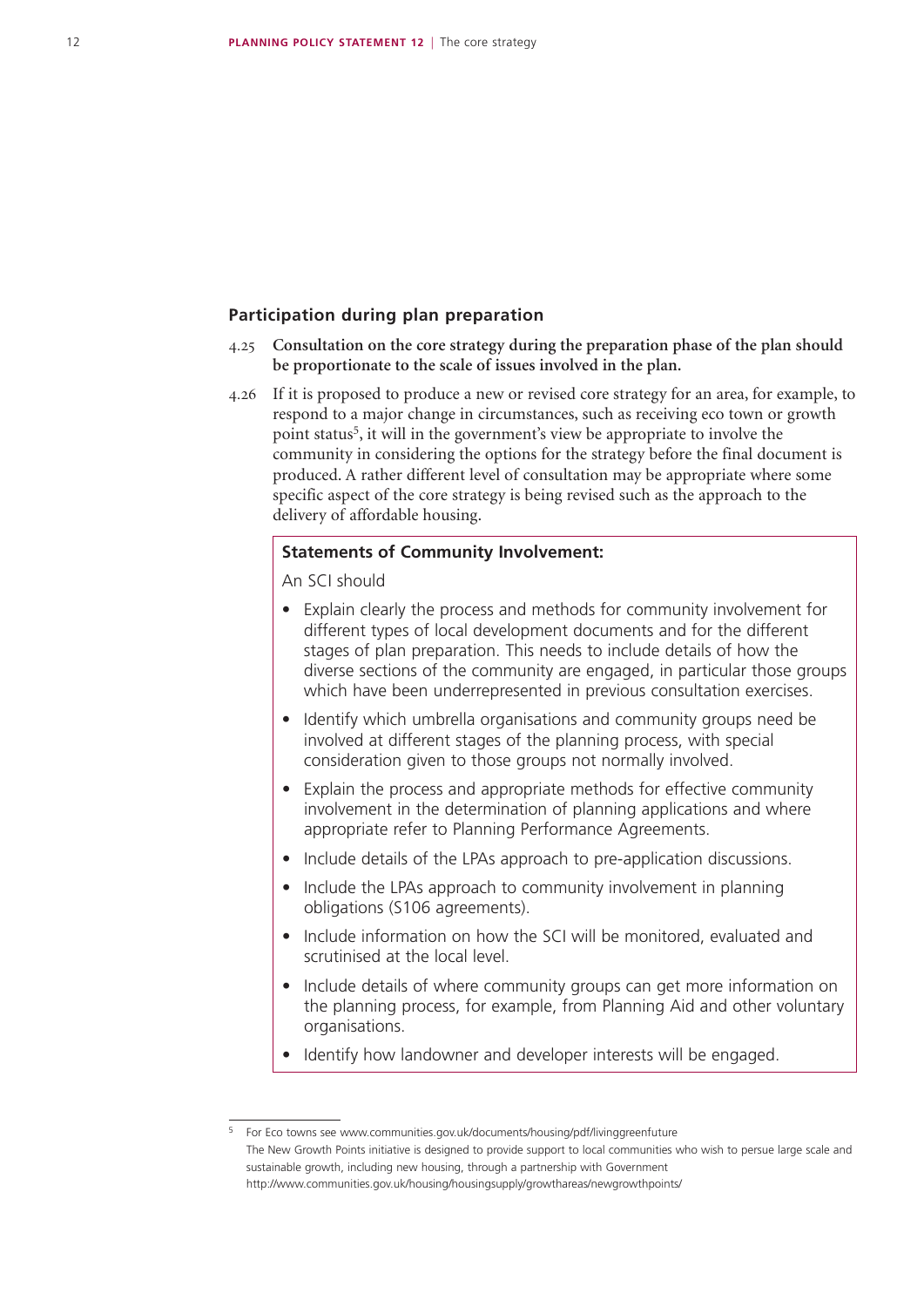## Participation during plan preparation

4.25 **Consultation on the core strategy during the preparation phase of the plan should be proportionate to the scale of issues involved in the plan.**

4.26 If it is proposed to produce a new or revised core strategy for an area, for example, to respond to a major change in circumstances, such as receiving eco town or growth point status[5], it will in the government's view be appropriate to involve the community in considering the options for the strategy before the final document is produced. A rather different level of consultation may be appropriate where some specific aspect of the core strategy is being revised such as the approach to the delivery of affordable housing.

> **Statements of Community Involvement:**
>
> An SCI should
>
> - Explain clearly the process and methods for community involvement for different types of local development documents and for the different stages of plan preparation. This needs to include details of how the diverse sections of the community are engaged, in particular those groups which have been underrepresented in previous consultation exercises.
> - Identify which umbrella organisations and community groups need be involved at different stages of the planning process, with special consideration given to those groups not normally involved.
> - Explain the process and appropriate methods for effective community involvement in the determination of planning applications and where appropriate refer to Planning Performance Agreements.
> - Include details of the LPAs approach to pre-application discussions.
> - Include the LPAs approach to community involvement in planning obligations (S106 agreements).
> - Include information on how the SCI will be monitored, evaluated and scrutinised at the local level.
> - Include details of where community groups can get more information on the planning process, for example, from Planning Aid and other voluntary organisations.
> - Identify how landowner and developer interests will be engaged.

---

[5] For Eco towns see www.communities.gov.uk/documents/housing/pdf/livinggreenfuture
The New Growth Points initiative is designed to provide support to local communities who wish to persue large scale and sustainable growth, including new housing, through a partnership with Government
http://www.communities.gov.uk/housing/housingsupply/growthareas/newgrowthpoints/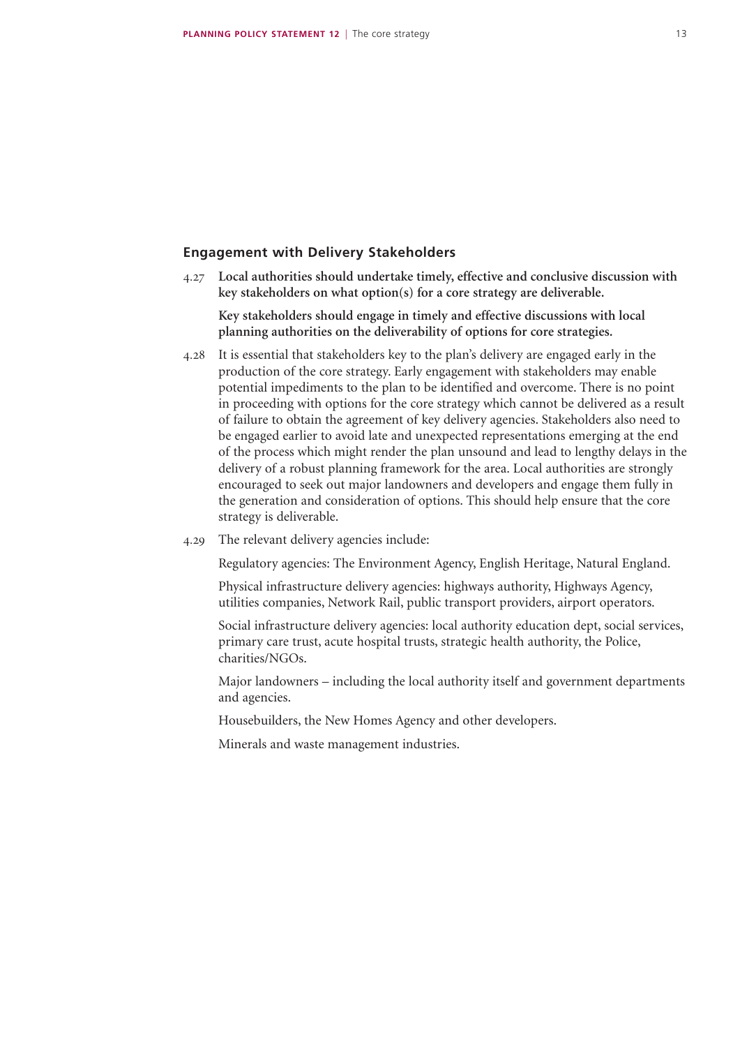## Engagement with Delivery Stakeholders

4.27 **Local authorities should undertake timely, effective and conclusive discussion with key stakeholders on what option(s) for a core strategy are deliverable.**

**Key stakeholders should engage in timely and effective discussions with local planning authorities on the deliverability of options for core strategies.**

4.28 It is essential that stakeholders key to the plan's delivery are engaged early in the production of the core strategy. Early engagement with stakeholders may enable potential impediments to the plan to be identified and overcome. There is no point in proceeding with options for the core strategy which cannot be delivered as a result of failure to obtain the agreement of key delivery agencies. Stakeholders also need to be engaged earlier to avoid late and unexpected representations emerging at the end of the process which might render the plan unsound and lead to lengthy delays in the delivery of a robust planning framework for the area. Local authorities are strongly encouraged to seek out major landowners and developers and engage them fully in the generation and consideration of options. This should help ensure that the core strategy is deliverable.

4.29 The relevant delivery agencies include:

Regulatory agencies: The Environment Agency, English Heritage, Natural England.

Physical infrastructure delivery agencies: highways authority, Highways Agency, utilities companies, Network Rail, public transport providers, airport operators.

Social infrastructure delivery agencies: local authority education dept, social services, primary care trust, acute hospital trusts, strategic health authority, the Police, charities/NGOs.

Major landowners – including the local authority itself and government departments and agencies.

Housebuilders, the New Homes Agency and other developers.

Minerals and waste management industries.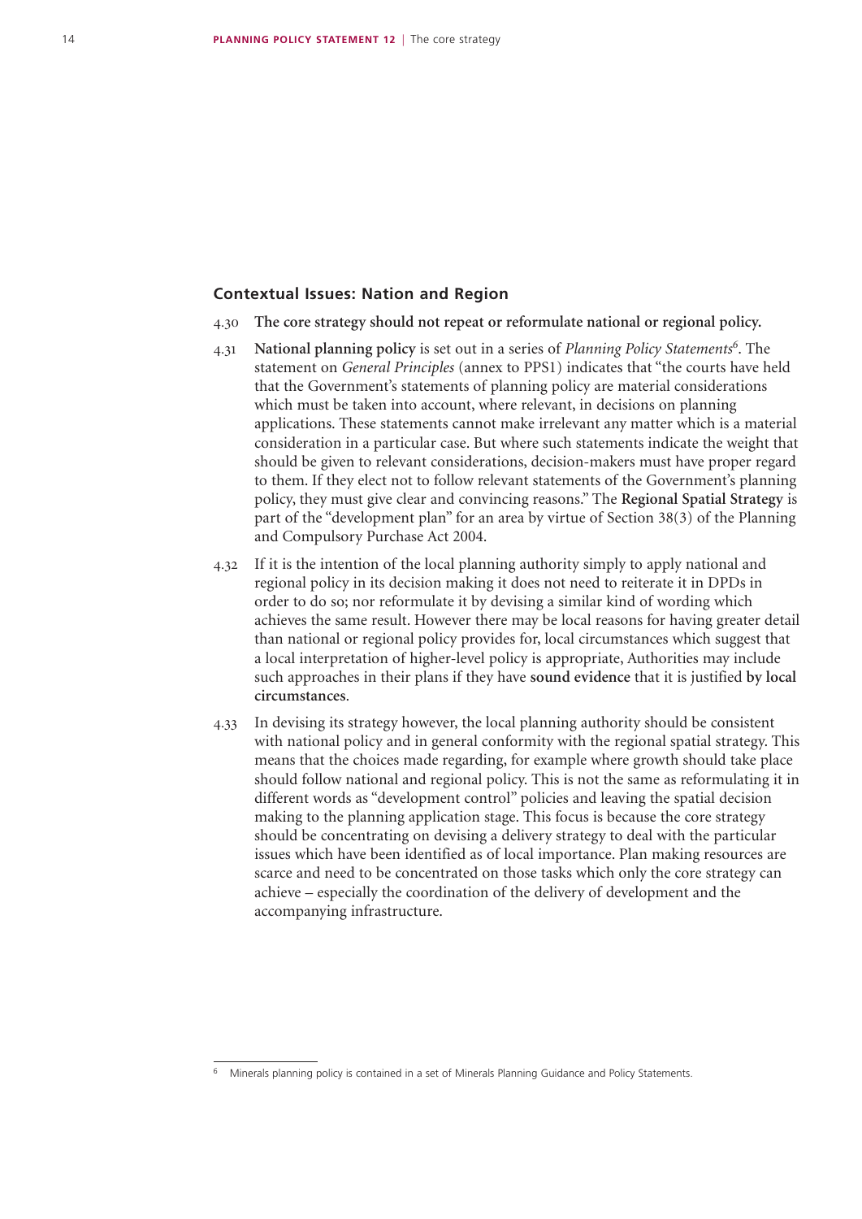## Contextual Issues: Nation and Region

4.30 **The core strategy should not repeat or reformulate national or regional policy.**

4.31 **National planning policy** is set out in a series of *Planning Policy Statements*[6]. The statement on *General Principles* (annex to PPS1) indicates that "the courts have held that the Government's statements of planning policy are material considerations which must be taken into account, where relevant, in decisions on planning applications. These statements cannot make irrelevant any matter which is a material consideration in a particular case. But where such statements indicate the weight that should be given to relevant considerations, decision-makers must have proper regard to them. If they elect not to follow relevant statements of the Government's planning policy, they must give clear and convincing reasons." The **Regional Spatial Strategy** is part of the "development plan" for an area by virtue of Section 38(3) of the Planning and Compulsory Purchase Act 2004.

4.32 If it is the intention of the local planning authority simply to apply national and regional policy in its decision making it does not need to reiterate it in DPDs in order to do so; nor reformulate it by devising a similar kind of wording which achieves the same result. However there may be local reasons for having greater detail than national or regional policy provides for, local circumstances which suggest that a local interpretation of higher-level policy is appropriate, Authorities may include such approaches in their plans if they have **sound evidence** that it is justified **by local circumstances**.

4.33 In devising its strategy however, the local planning authority should be consistent with national policy and in general conformity with the regional spatial strategy. This means that the choices made regarding, for example where growth should take place should follow national and regional policy. This is not the same as reformulating it in different words as "development control" policies and leaving the spatial decision making to the planning application stage. This focus is because the core strategy should be concentrating on devising a delivery strategy to deal with the particular issues which have been identified as of local importance. Plan making resources are scarce and need to be concentrated on those tasks which only the core strategy can achieve – especially the coordination of the delivery of development and the accompanying infrastructure.

---

[6] Minerals planning policy is contained in a set of Minerals Planning Guidance and Policy Statements.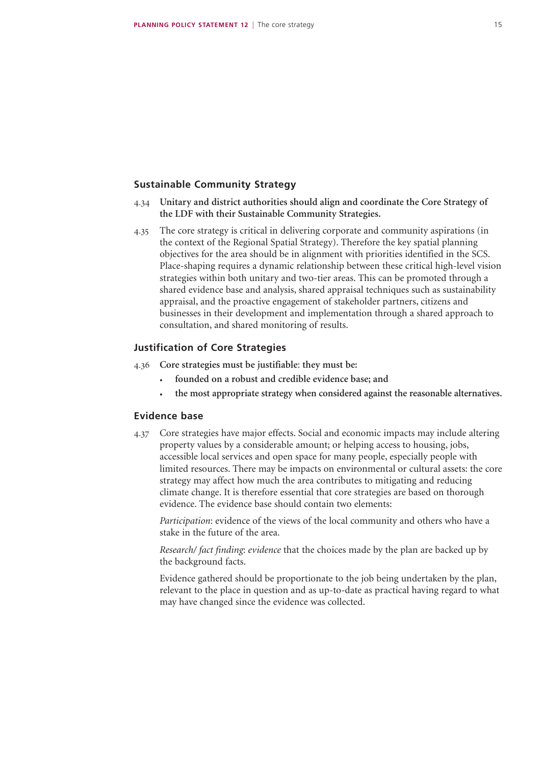## Sustainable Community Strategy

4.34 **Unitary and district authorities should align and coordinate the Core Strategy of the LDF with their Sustainable Community Strategies.**

4.35 The core strategy is critical in delivering corporate and community aspirations (in the context of the Regional Spatial Strategy). Therefore the key spatial planning objectives for the area should be in alignment with priorities identified in the SCS. Place-shaping requires a dynamic relationship between these critical high-level vision strategies within both unitary and two-tier areas. This can be promoted through a shared evidence base and analysis, shared appraisal techniques such as sustainability appraisal, and the proactive engagement of stakeholder partners, citizens and businesses in their development and implementation through a shared approach to consultation, and shared monitoring of results.

## Justification of Core Strategies

4.36 **Core strategies must be justifiable: they must be:**

- **founded on a robust and credible evidence base; and**
- **the most appropriate strategy when considered against the reasonable alternatives.**

## Evidence base

4.37 Core strategies have major effects. Social and economic impacts may include altering property values by a considerable amount; or helping access to housing, jobs, accessible local services and open space for many people, especially people with limited resources. There may be impacts on environmental or cultural assets: the core strategy may affect how much the area contributes to mitigating and reducing climate change. It is therefore essential that core strategies are based on thorough evidence. The evidence base should contain two elements:

*Participation*: evidence of the views of the local community and others who have a stake in the future of the area.

*Research/ fact finding*: *evidence* that the choices made by the plan are backed up by the background facts.

Evidence gathered should be proportionate to the job being undertaken by the plan, relevant to the place in question and as up-to-date as practical having regard to what may have changed since the evidence was collected.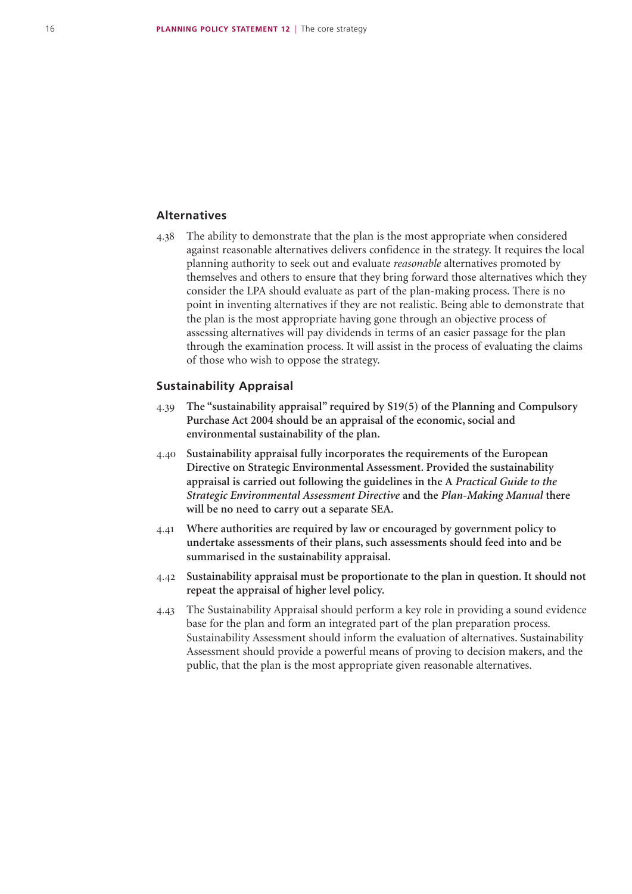## Alternatives

4.38 The ability to demonstrate that the plan is the most appropriate when considered against reasonable alternatives delivers confidence in the strategy. It requires the local planning authority to seek out and evaluate *reasonable* alternatives promoted by themselves and others to ensure that they bring forward those alternatives which they consider the LPA should evaluate as part of the plan-making process. There is no point in inventing alternatives if they are not realistic. Being able to demonstrate that the plan is the most appropriate having gone through an objective process of assessing alternatives will pay dividends in terms of an easier passage for the plan through the examination process. It will assist in the process of evaluating the claims of those who wish to oppose the strategy.

### Sustainability Appraisal

4.39 **The "sustainability appraisal" required by S19(5) of the Planning and Compulsory Purchase Act 2004 should be an appraisal of the economic, social and environmental sustainability of the plan.**

4.40 **Sustainability appraisal fully incorporates the requirements of the European Directive on Strategic Environmental Assessment. Provided the sustainability appraisal is carried out following the guidelines in the A *Practical Guide to the Strategic Environmental Assessment Directive* and the *Plan-Making Manual* there will be no need to carry out a separate SEA.**

4.41 **Where authorities are required by law or encouraged by government policy to undertake assessments of their plans, such assessments should feed into and be summarised in the sustainability appraisal.**

4.42 **Sustainability appraisal must be proportionate to the plan in question. It should not repeat the appraisal of higher level policy.**

4.43 The Sustainability Appraisal should perform a key role in providing a sound evidence base for the plan and form an integrated part of the plan preparation process. Sustainability Assessment should inform the evaluation of alternatives. Sustainability Assessment should provide a powerful means of proving to decision makers, and the public, that the plan is the most appropriate given reasonable alternatives.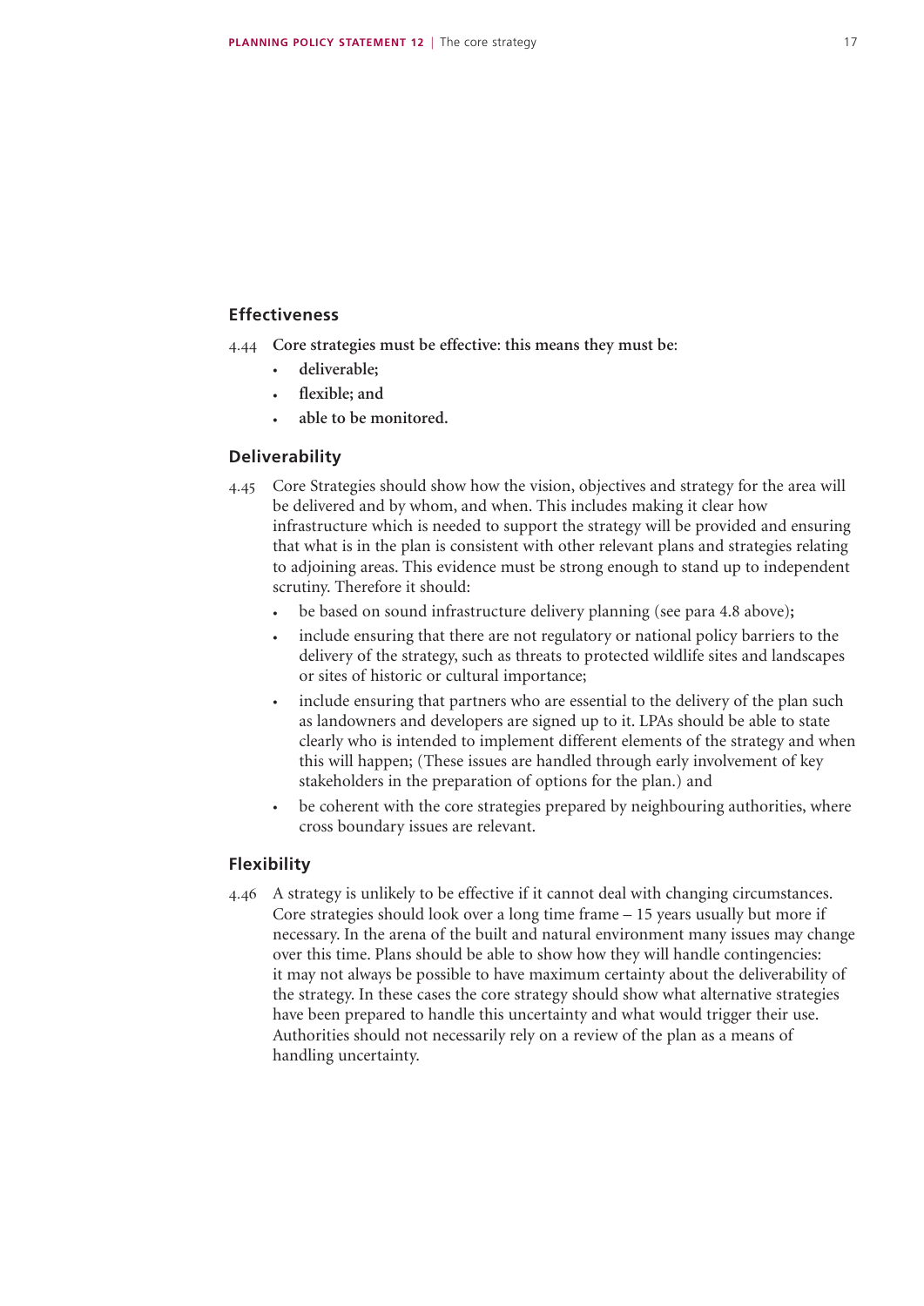### Effectiveness

4.44 **Core strategies must be effective: this means they must be:**

- **deliverable;**
- **flexible; and**
- **able to be monitored.**

### Deliverability

4.45 Core Strategies should show how the vision, objectives and strategy for the area will be delivered and by whom, and when. This includes making it clear how infrastructure which is needed to support the strategy will be provided and ensuring that what is in the plan is consistent with other relevant plans and strategies relating to adjoining areas. This evidence must be strong enough to stand up to independent scrutiny. Therefore it should:

- be based on sound infrastructure delivery planning (see para 4.8 above);
- include ensuring that there are not regulatory or national policy barriers to the delivery of the strategy, such as threats to protected wildlife sites and landscapes or sites of historic or cultural importance;
- include ensuring that partners who are essential to the delivery of the plan such as landowners and developers are signed up to it. LPAs should be able to state clearly who is intended to implement different elements of the strategy and when this will happen; (These issues are handled through early involvement of key stakeholders in the preparation of options for the plan.) and
- be coherent with the core strategies prepared by neighbouring authorities, where cross boundary issues are relevant.

### Flexibility

4.46 A strategy is unlikely to be effective if it cannot deal with changing circumstances. Core strategies should look over a long time frame – 15 years usually but more if necessary. In the arena of the built and natural environment many issues may change over this time. Plans should be able to show how they will handle contingencies: it may not always be possible to have maximum certainty about the deliverability of the strategy. In these cases the core strategy should show what alternative strategies have been prepared to handle this uncertainty and what would trigger their use. Authorities should not necessarily rely on a review of the plan as a means of handling uncertainty.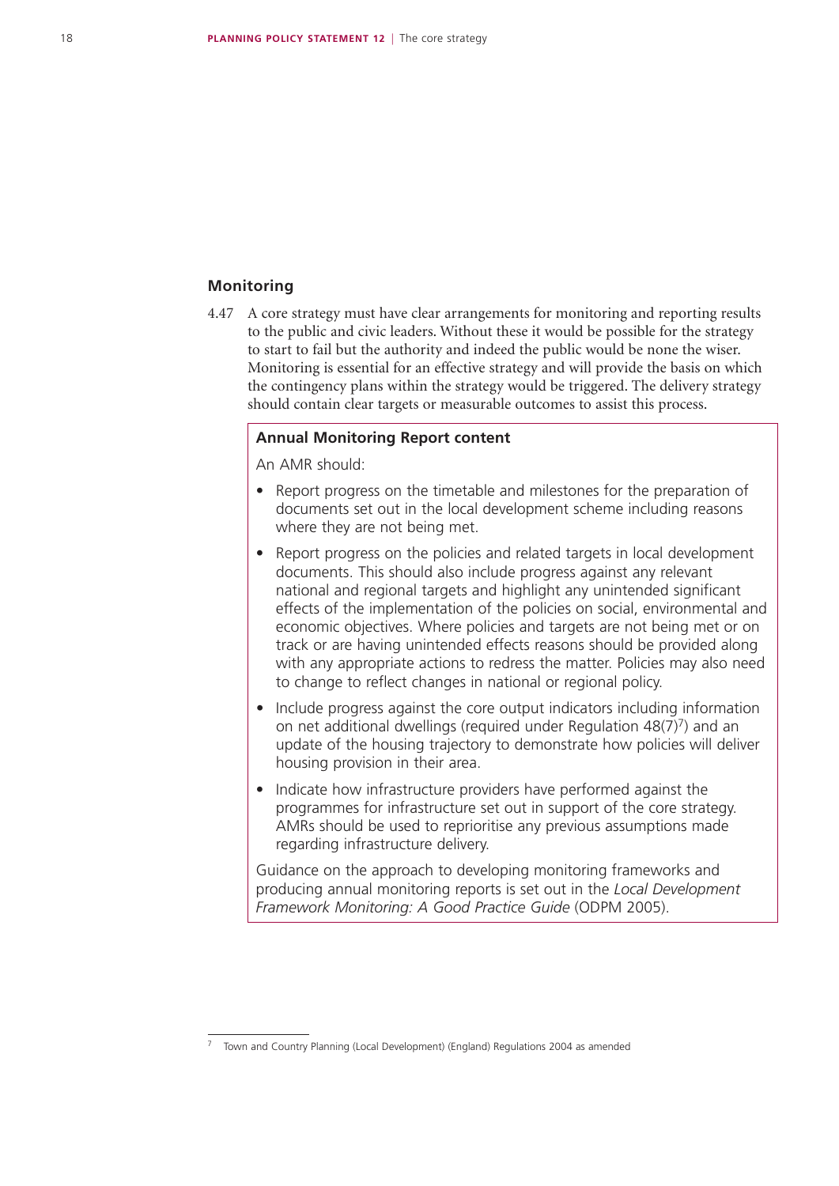## Monitoring

4.47 A core strategy must have clear arrangements for monitoring and reporting results to the public and civic leaders. Without these it would be possible for the strategy to start to fail but the authority and indeed the public would be none the wiser. Monitoring is essential for an effective strategy and will provide the basis on which the contingency plans within the strategy would be triggered. The delivery strategy should contain clear targets or measurable outcomes to assist this process.

**Annual Monitoring Report content**

An AMR should:

- Report progress on the timetable and milestones for the preparation of documents set out in the local development scheme including reasons where they are not being met.
- Report progress on the policies and related targets in local development documents. This should also include progress against any relevant national and regional targets and highlight any unintended significant effects of the implementation of the policies on social, environmental and economic objectives. Where policies and targets are not being met or on track or are having unintended effects reasons should be provided along with any appropriate actions to redress the matter. Policies may also need to change to reflect changes in national or regional policy.
- Include progress against the core output indicators including information on net additional dwellings (required under Regulation 48(7)[7]) and an update of the housing trajectory to demonstrate how policies will deliver housing provision in their area.
- Indicate how infrastructure providers have performed against the programmes for infrastructure set out in support of the core strategy. AMRs should be used to reprioritise any previous assumptions made regarding infrastructure delivery.

Guidance on the approach to developing monitoring frameworks and producing annual monitoring reports is set out in the *Local Development Framework Monitoring: A Good Practice Guide* (ODPM 2005).

[7] Town and Country Planning (Local Development) (England) Regulations 2004 as amended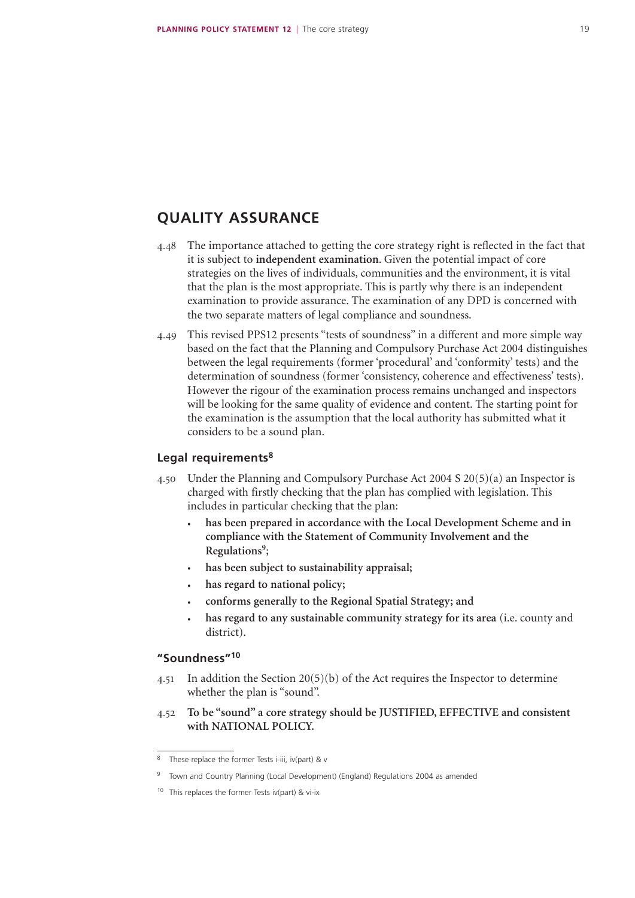## QUALITY ASSURANCE

4.48 The importance attached to getting the core strategy right is reflected in the fact that it is subject to **independent examination**. Given the potential impact of core strategies on the lives of individuals, communities and the environment, it is vital that the plan is the most appropriate. This is partly why there is an independent examination to provide assurance. The examination of any DPD is concerned with the two separate matters of legal compliance and soundness.

4.49 This revised PPS12 presents "tests of soundness" in a different and more simple way based on the fact that the Planning and Compulsory Purchase Act 2004 distinguishes between the legal requirements (former 'procedural' and 'conformity' tests) and the determination of soundness (former 'consistency, coherence and effectiveness' tests). However the rigour of the examination process remains unchanged and inspectors will be looking for the same quality of evidence and content. The starting point for the examination is the assumption that the local authority has submitted what it considers to be a sound plan.

### Legal requirements[8]

4.50 Under the Planning and Compulsory Purchase Act 2004 S 20(5)(a) an Inspector is charged with firstly checking that the plan has complied with legislation. This includes in particular checking that the plan:

- **has been prepared in accordance with the Local Development Scheme and in compliance with the Statement of Community Involvement and the Regulations[9];**
- **has been subject to sustainability appraisal;**
- **has regard to national policy;**
- **conforms generally to the Regional Spatial Strategy; and**
- **has regard to any sustainable community strategy for its area** (i.e. county and district).

### "Soundness"[10]

4.51 In addition the Section 20(5)(b) of the Act requires the Inspector to determine whether the plan is "sound".

4.52 **To be "sound" a core strategy should be JUSTIFIED, EFFECTIVE and consistent with NATIONAL POLICY.**

---

[8] These replace the former Tests i-iii, iv(part) & v

[9] Town and Country Planning (Local Development) (England) Regulations 2004 as amended

[10] This replaces the former Tests iv(part) & vi-ix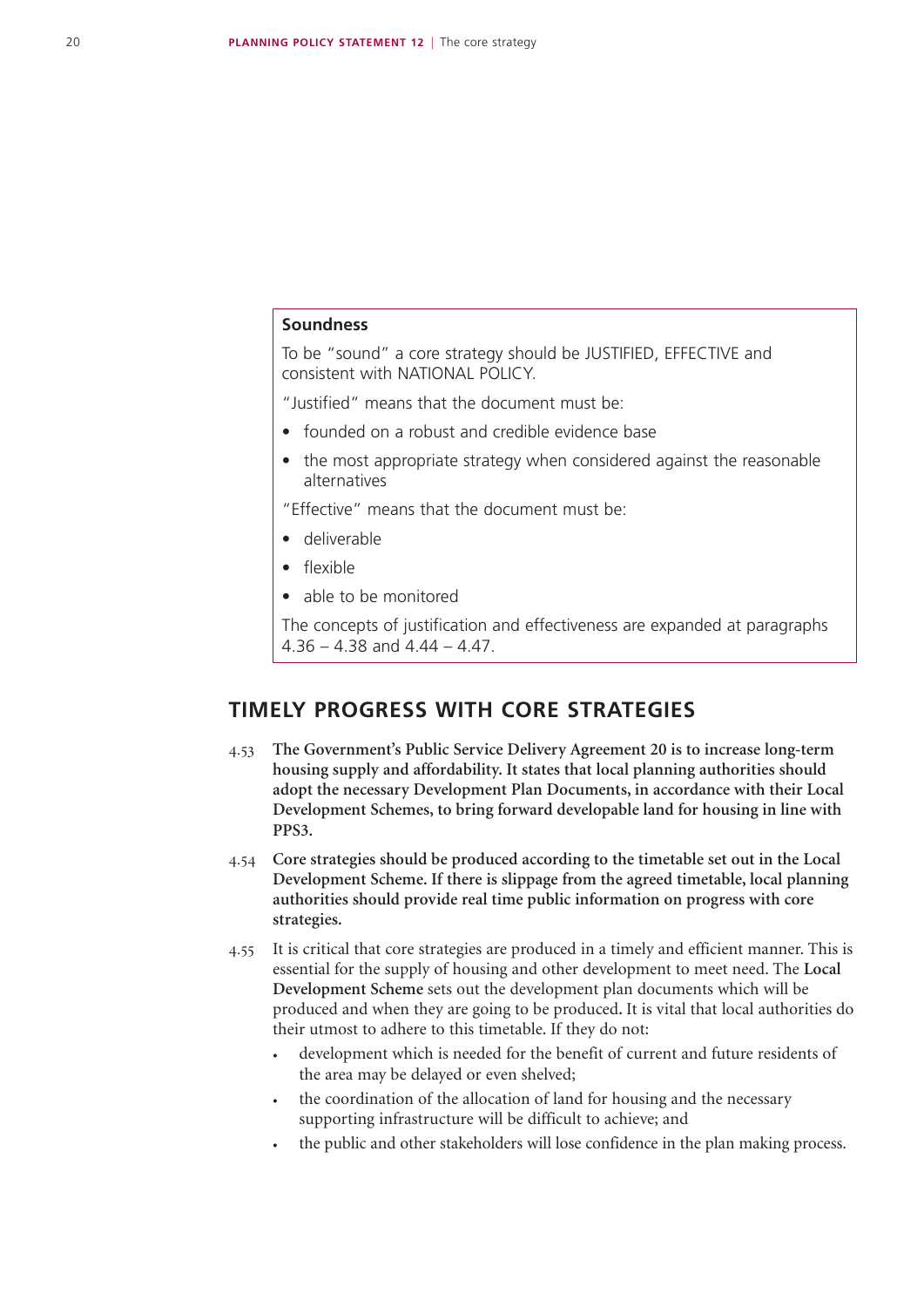**Soundness**

To be "sound" a core strategy should be JUSTIFIED, EFFECTIVE and consistent with NATIONAL POLICY.

"Justified" means that the document must be:

- founded on a robust and credible evidence base
- the most appropriate strategy when considered against the reasonable alternatives

"Effective" means that the document must be:

- deliverable
- flexible
- able to be monitored

The concepts of justification and effectiveness are expanded at paragraphs 4.36 – 4.38 and 4.44 – 4.47.

## TIMELY PROGRESS WITH CORE STRATEGIES

4.53 **The Government's Public Service Delivery Agreement 20 is to increase long-term housing supply and affordability. It states that local planning authorities should adopt the necessary Development Plan Documents, in accordance with their Local Development Schemes, to bring forward developable land for housing in line with PPS3.**

4.54 **Core strategies should be produced according to the timetable set out in the Local Development Scheme. If there is slippage from the agreed timetable, local planning authorities should provide real time public information on progress with core strategies.**

4.55 It is critical that core strategies are produced in a timely and efficient manner. This is essential for the supply of housing and other development to meet need. The **Local Development Scheme** sets out the development plan documents which will be produced and when they are going to be produced. It is vital that local authorities do their utmost to adhere to this timetable. If they do not:

- development which is needed for the benefit of current and future residents of the area may be delayed or even shelved;
- the coordination of the allocation of land for housing and the necessary supporting infrastructure will be difficult to achieve; and
- the public and other stakeholders will lose confidence in the plan making process.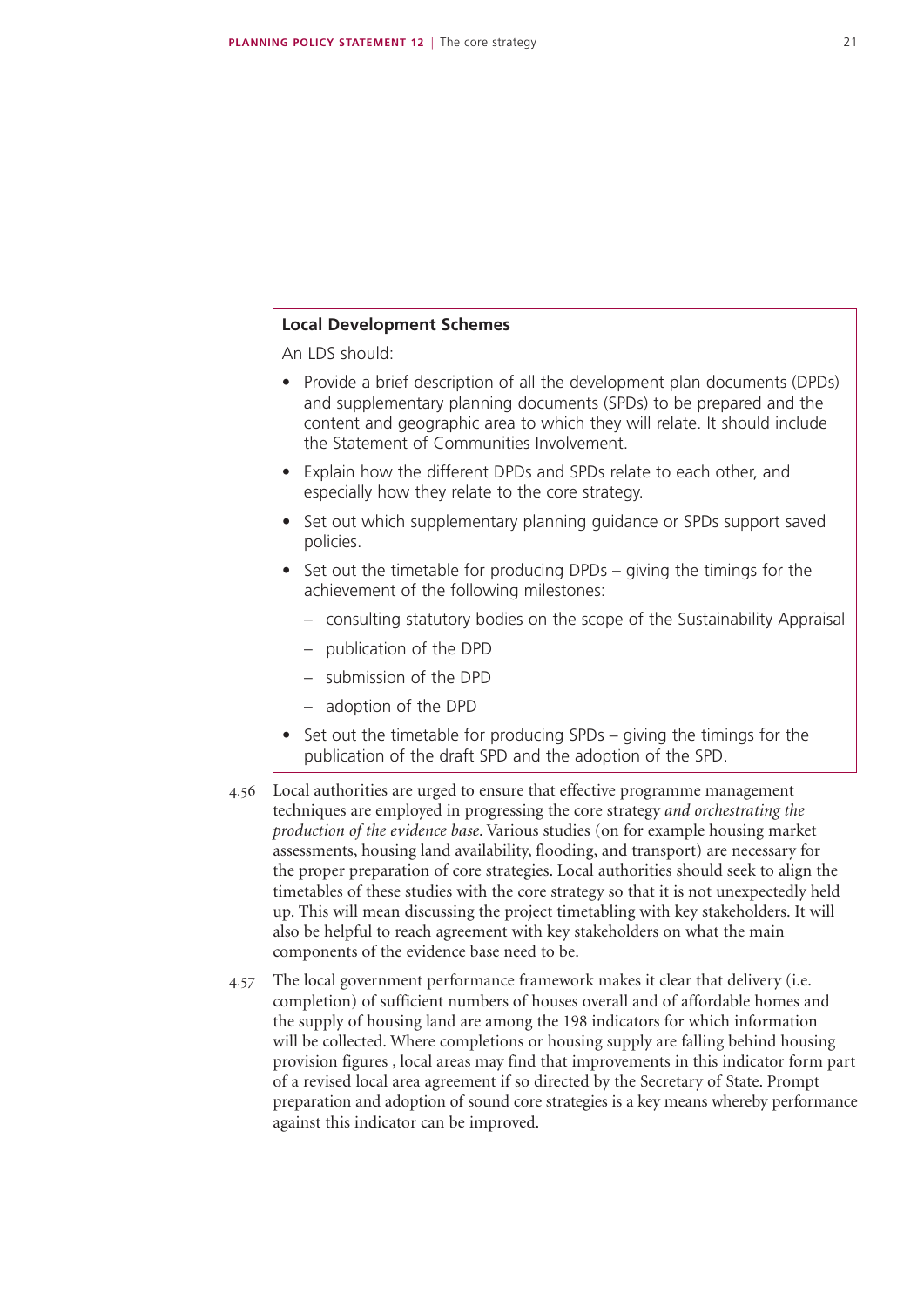### Local Development Schemes

An LDS should:

- Provide a brief description of all the development plan documents (DPDs) and supplementary planning documents (SPDs) to be prepared and the content and geographic area to which they will relate. It should include the Statement of Communities Involvement.
- Explain how the different DPDs and SPDs relate to each other, and especially how they relate to the core strategy.
- Set out which supplementary planning guidance or SPDs support saved policies.
- Set out the timetable for producing DPDs – giving the timings for the achievement of the following milestones:
  - consulting statutory bodies on the scope of the Sustainability Appraisal
  - publication of the DPD
  - submission of the DPD
  - adoption of the DPD
- Set out the timetable for producing SPDs – giving the timings for the publication of the draft SPD and the adoption of the SPD.

4.56 Local authorities are urged to ensure that effective programme management techniques are employed in progressing the core strategy *and orchestrating the production of the evidence base*. Various studies (on for example housing market assessments, housing land availability, flooding, and transport) are necessary for the proper preparation of core strategies. Local authorities should seek to align the timetables of these studies with the core strategy so that it is not unexpectedly held up. This will mean discussing the project timetabling with key stakeholders. It will also be helpful to reach agreement with key stakeholders on what the main components of the evidence base need to be.

4.57 The local government performance framework makes it clear that delivery (i.e. completion) of sufficient numbers of houses overall and of affordable homes and the supply of housing land are among the 198 indicators for which information will be collected. Where completions or housing supply are falling behind housing provision figures , local areas may find that improvements in this indicator form part of a revised local area agreement if so directed by the Secretary of State. Prompt preparation and adoption of sound core strategies is a key means whereby performance against this indicator can be improved.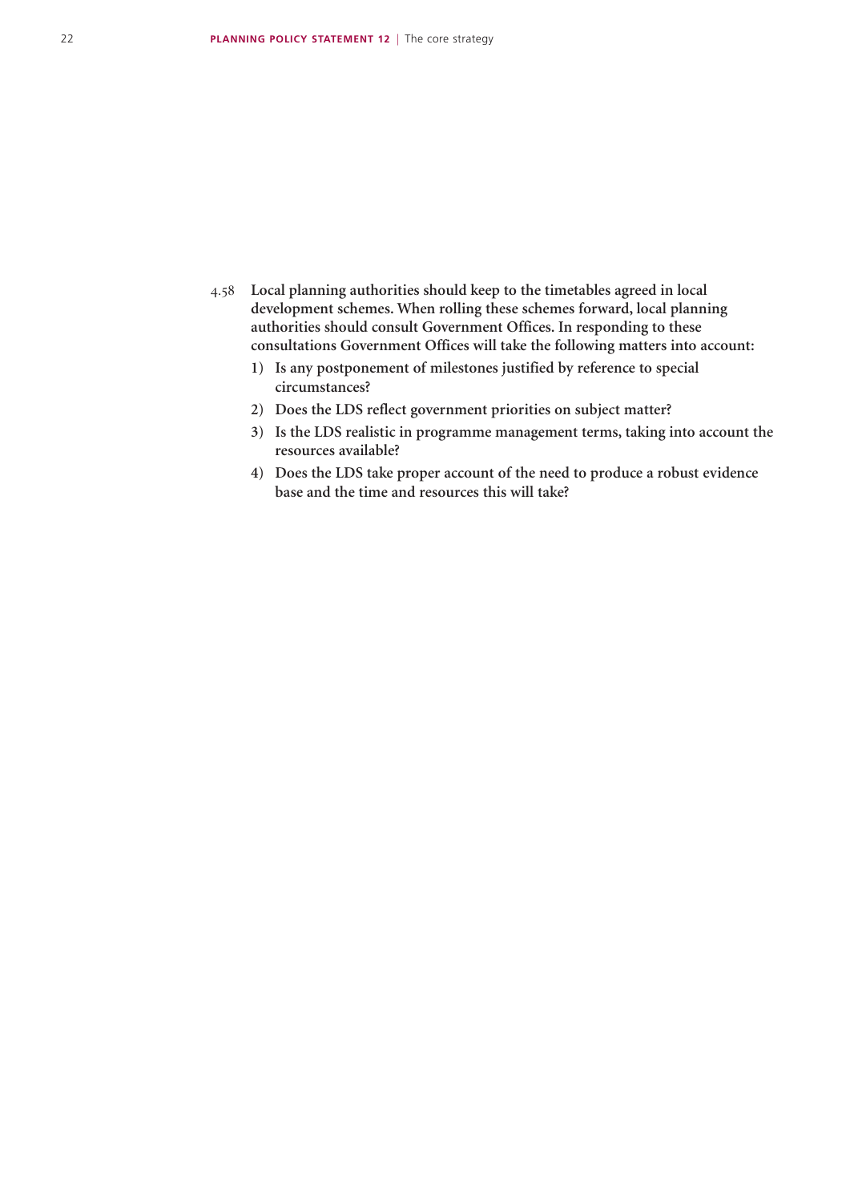4.58 **Local planning authorities should keep to the timetables agreed in local development schemes. When rolling these schemes forward, local planning authorities should consult Government Offices. In responding to these consultations Government Offices will take the following matters into account:**

1) **Is any postponement of milestones justified by reference to special circumstances?**
2) **Does the LDS reflect government priorities on subject matter?**
3) **Is the LDS realistic in programme management terms, taking into account the resources available?**
4) **Does the LDS take proper account of the need to produce a robust evidence base and the time and resources this will take?**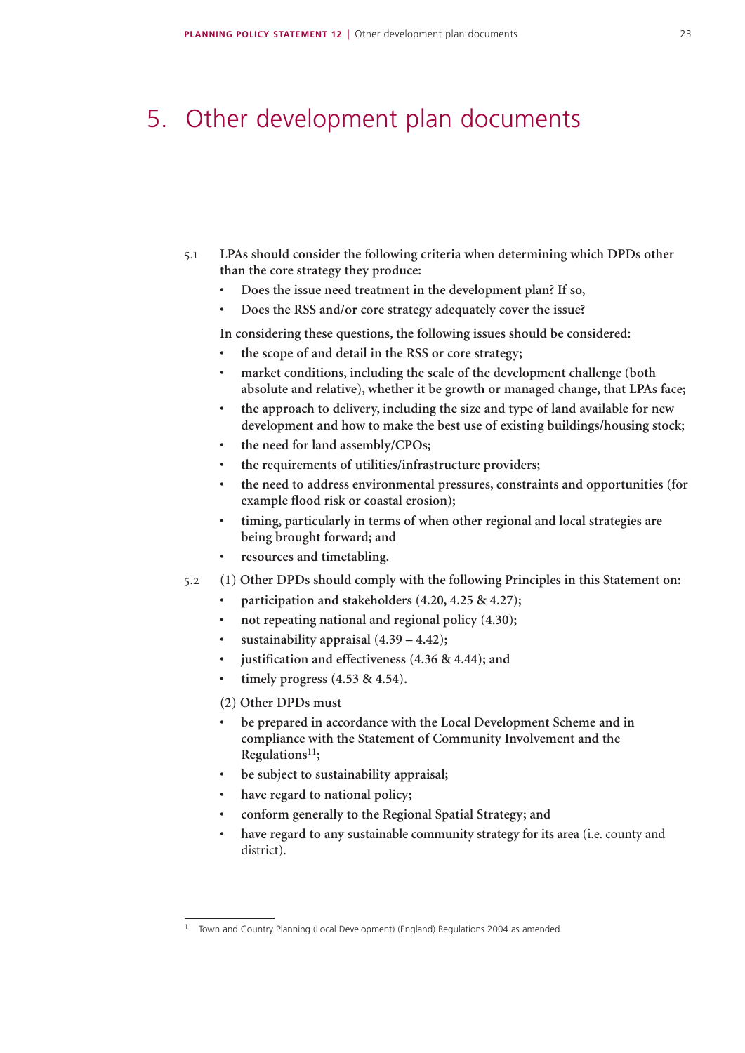# 5. Other development plan documents

5.1 **LPAs should consider the following criteria when determining which DPDs other than the core strategy they produce:**

- **Does the issue need treatment in the development plan? If so,**
- **Does the RSS and/or core strategy adequately cover the issue?**

**In considering these questions, the following issues should be considered:**

- **the scope of and detail in the RSS or core strategy;**
- **market conditions, including the scale of the development challenge (both absolute and relative), whether it be growth or managed change, that LPAs face;**
- **the approach to delivery, including the size and type of land available for new development and how to make the best use of existing buildings/housing stock;**
- **the need for land assembly/CPOs;**
- **the requirements of utilities/infrastructure providers;**
- **the need to address environmental pressures, constraints and opportunities (for example flood risk or coastal erosion);**
- **timing, particularly in terms of when other regional and local strategies are being brought forward; and**
- **resources and timetabling.**

5.2 **(1) Other DPDs should comply with the following Principles in this Statement on:**

- **participation and stakeholders (4.20, 4.25 & 4.27);**
- **not repeating national and regional policy (4.30);**
- **sustainability appraisal (4.39 – 4.42);**
- **justification and effectiveness (4.36 & 4.44); and**
- **timely progress (4.53 & 4.54).**

**(2) Other DPDs must**

- **be prepared in accordance with the Local Development Scheme and in compliance with the Statement of Community Involvement and the Regulations[11];**
- **be subject to sustainability appraisal;**
- **have regard to national policy;**
- **conform generally to the Regional Spatial Strategy; and**
- **have regard to any sustainable community strategy for its area** (i.e. county and district).

[11] Town and Country Planning (Local Development) (England) Regulations 2004 as amended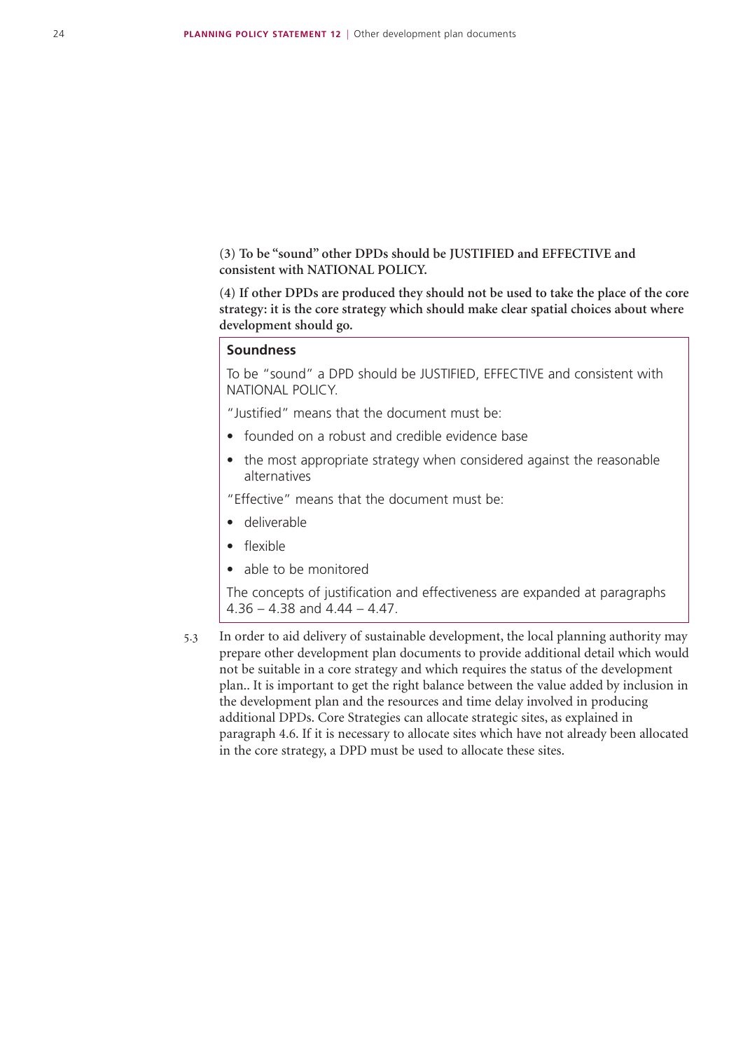**(3) To be "sound" other DPDs should be JUSTIFIED and EFFECTIVE and consistent with NATIONAL POLICY.**

**(4) If other DPDs are produced they should not be used to take the place of the core strategy: it is the core strategy which should make clear spatial choices about where development should go.**

> **Soundness**
>
> To be "sound" a DPD should be JUSTIFIED, EFFECTIVE and consistent with NATIONAL POLICY.
>
> "Justified" means that the document must be:
>
> - founded on a robust and credible evidence base
> - the most appropriate strategy when considered against the reasonable alternatives
>
> "Effective" means that the document must be:
>
> - deliverable
> - flexible
> - able to be monitored
>
> The concepts of justification and effectiveness are expanded at paragraphs 4.36 – 4.38 and 4.44 – 4.47.

5.3 In order to aid delivery of sustainable development, the local planning authority may prepare other development plan documents to provide additional detail which would not be suitable in a core strategy and which requires the status of the development plan.. It is important to get the right balance between the value added by inclusion in the development plan and the resources and time delay involved in producing additional DPDs. Core Strategies can allocate strategic sites, as explained in paragraph 4.6. If it is necessary to allocate sites which have not already been allocated in the core strategy, a DPD must be used to allocate these sites.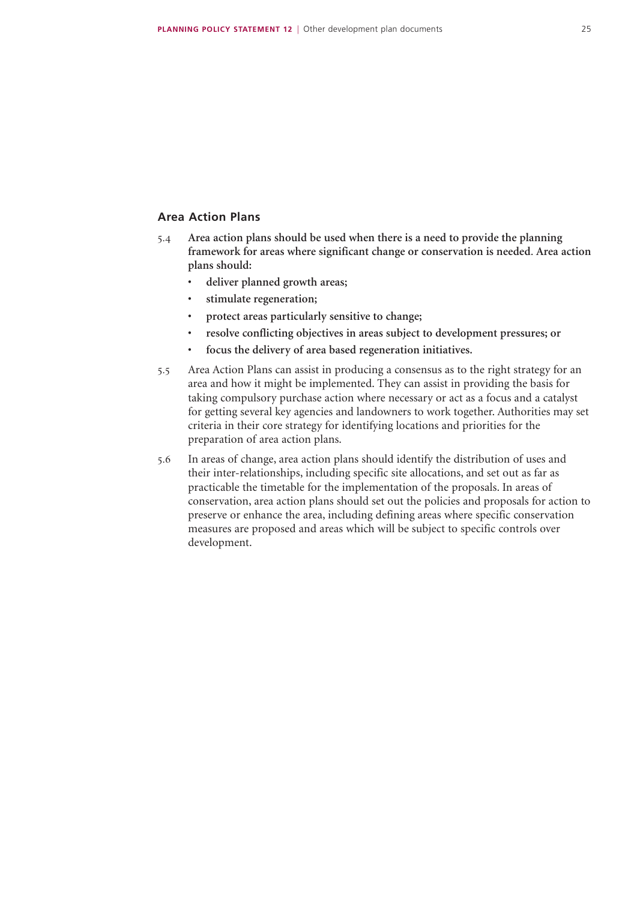## Area Action Plans

5.4 **Area action plans should be used when there is a need to provide the planning framework for areas where significant change or conservation is needed. Area action plans should:**

- **deliver planned growth areas;**
- **stimulate regeneration;**
- **protect areas particularly sensitive to change;**
- **resolve conflicting objectives in areas subject to development pressures; or**
- **focus the delivery of area based regeneration initiatives.**

5.5 Area Action Plans can assist in producing a consensus as to the right strategy for an area and how it might be implemented. They can assist in providing the basis for taking compulsory purchase action where necessary or act as a focus and a catalyst for getting several key agencies and landowners to work together. Authorities may set criteria in their core strategy for identifying locations and priorities for the preparation of area action plans.

5.6 In areas of change, area action plans should identify the distribution of uses and their inter-relationships, including specific site allocations, and set out as far as practicable the timetable for the implementation of the proposals. In areas of conservation, area action plans should set out the policies and proposals for action to preserve or enhance the area, including defining areas where specific conservation measures are proposed and areas which will be subject to specific controls over development.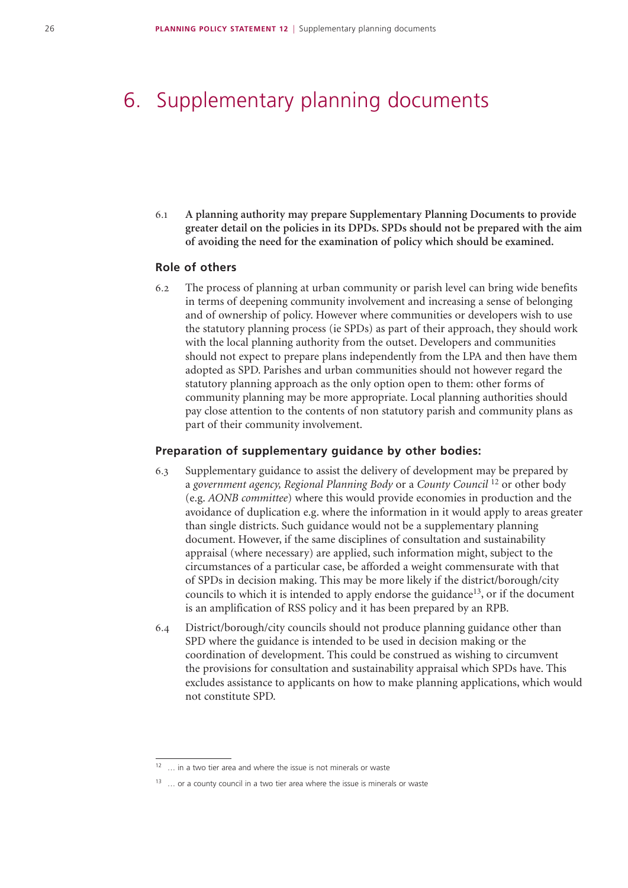# 6. Supplementary planning documents

6.1 **A planning authority may prepare Supplementary Planning Documents to provide greater detail on the policies in its DPDs. SPDs should not be prepared with the aim of avoiding the need for the examination of policy which should be examined.**

## Role of others

6.2 The process of planning at urban community or parish level can bring wide benefits in terms of deepening community involvement and increasing a sense of belonging and of ownership of policy. However where communities or developers wish to use the statutory planning process (ie SPDs) as part of their approach, they should work with the local planning authority from the outset. Developers and communities should not expect to prepare plans independently from the LPA and then have them adopted as SPD. Parishes and urban communities should not however regard the statutory planning approach as the only option open to them: other forms of community planning may be more appropriate. Local planning authorities should pay close attention to the contents of non statutory parish and community plans as part of their community involvement.

## Preparation of supplementary guidance by other bodies:

6.3 Supplementary guidance to assist the delivery of development may be prepared by a *government agency, Regional Planning Body* or a *County Council* [12] or other body (e.g. *AONB committee*) where this would provide economies in production and the avoidance of duplication e.g. where the information in it would apply to areas greater than single districts. Such guidance would not be a supplementary planning document. However, if the same disciplines of consultation and sustainability appraisal (where necessary) are applied, such information might, subject to the circumstances of a particular case, be afforded a weight commensurate with that of SPDs in decision making. This may be more likely if the district/borough/city councils to which it is intended to apply endorse the guidance[13], or if the document is an amplification of RSS policy and it has been prepared by an RPB.

6.4 District/borough/city councils should not produce planning guidance other than SPD where the guidance is intended to be used in decision making or the coordination of development. This could be construed as wishing to circumvent the provisions for consultation and sustainability appraisal which SPDs have. This excludes assistance to applicants on how to make planning applications, which would not constitute SPD.

---

[12] … in a two tier area and where the issue is not minerals or waste

[13] … or a county council in a two tier area where the issue is minerals or waste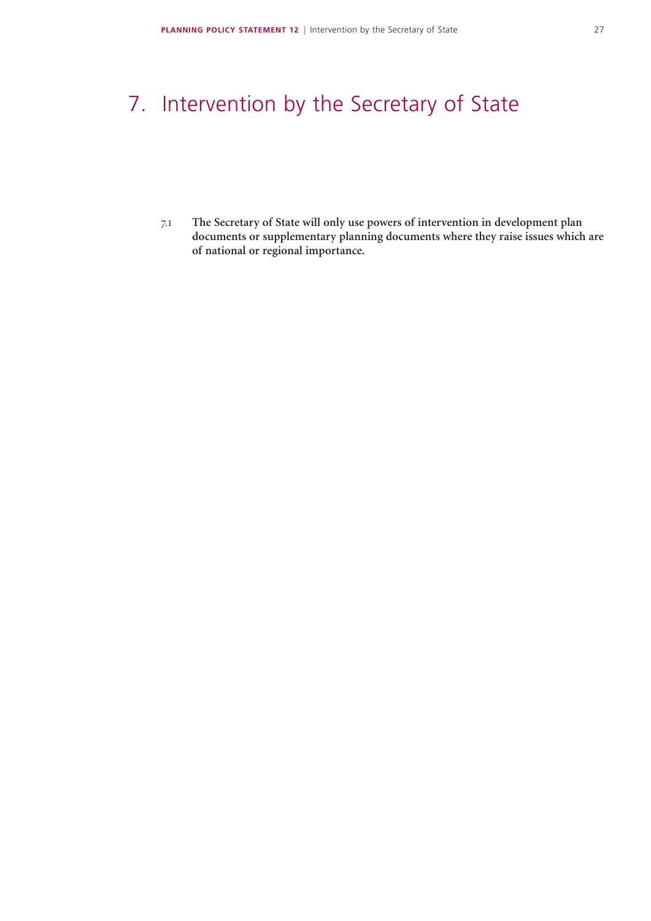# 7. Intervention by the Secretary of State

7.1 **The Secretary of State will only use powers of intervention in development plan documents or supplementary planning documents where they raise issues which are of national or regional importance.**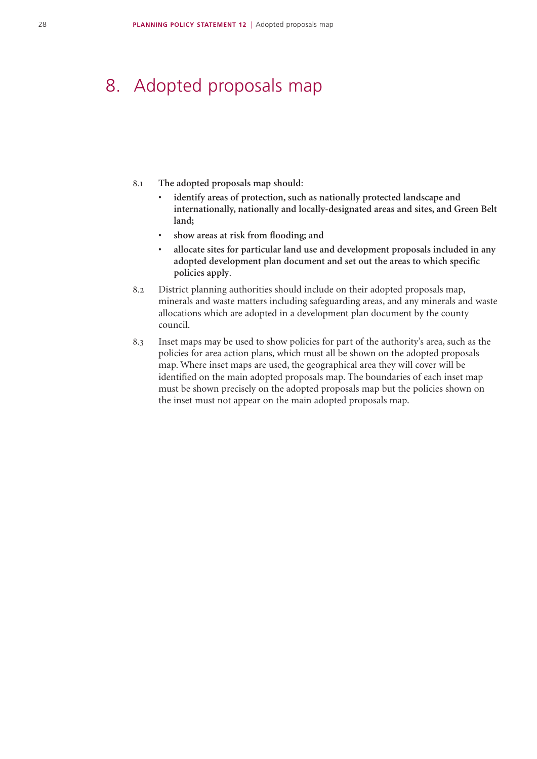# 8. Adopted proposals map

8.1 **The adopted proposals map should:**

- **identify areas of protection, such as nationally protected landscape and internationally, nationally and locally-designated areas and sites, and Green Belt land;**
- **show areas at risk from flooding; and**
- **allocate sites for particular land use and development proposals included in any adopted development plan document and set out the areas to which specific policies apply.**

8.2 District planning authorities should include on their adopted proposals map, minerals and waste matters including safeguarding areas, and any minerals and waste allocations which are adopted in a development plan document by the county council.

8.3 Inset maps may be used to show policies for part of the authority's area, such as the policies for area action plans, which must all be shown on the adopted proposals map. Where inset maps are used, the geographical area they will cover will be identified on the main adopted proposals map. The boundaries of each inset map must be shown precisely on the adopted proposals map but the policies shown on the inset must not appear on the main adopted proposals map.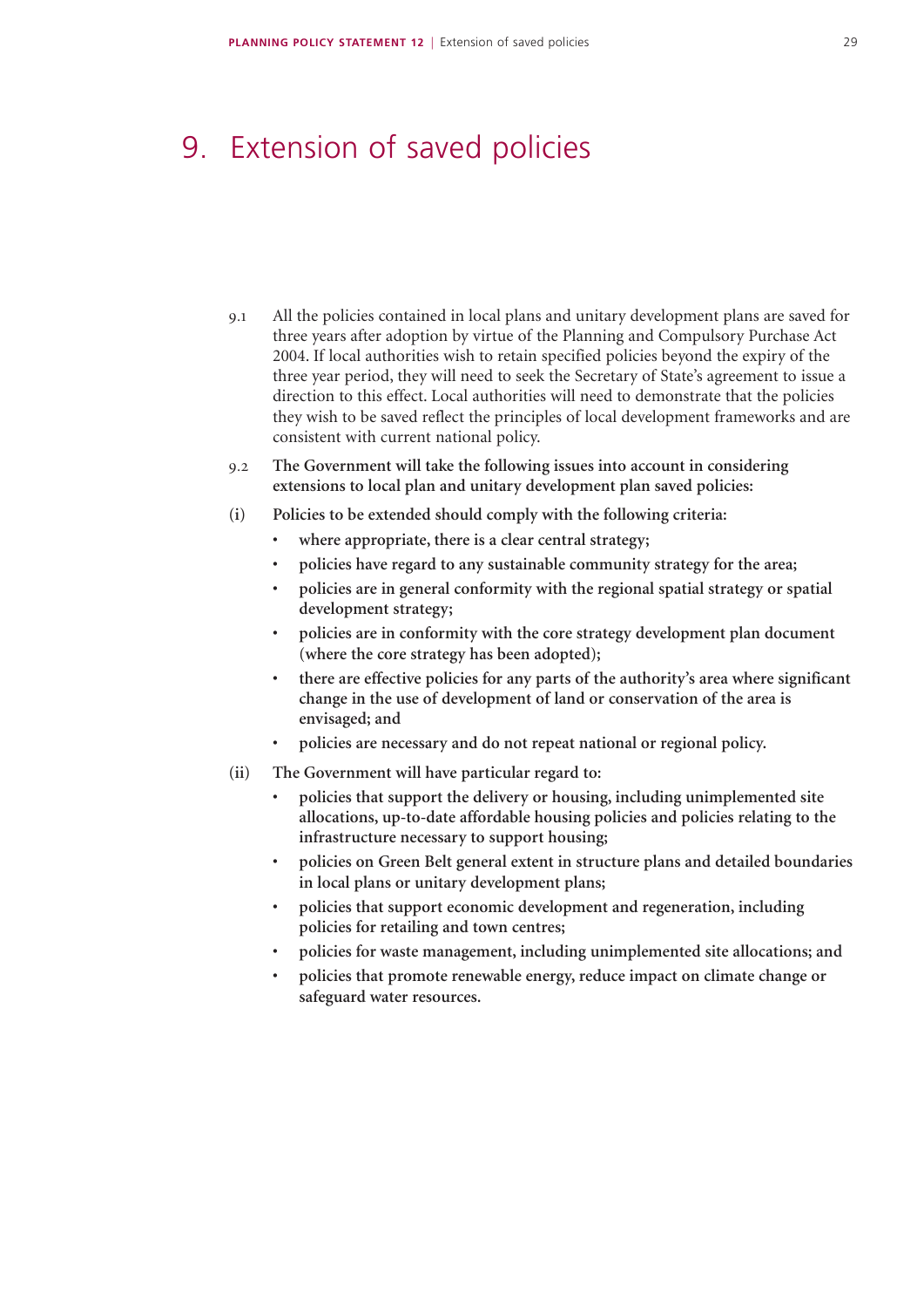# 9. Extension of saved policies

9.1 All the policies contained in local plans and unitary development plans are saved for three years after adoption by virtue of the Planning and Compulsory Purchase Act 2004. If local authorities wish to retain specified policies beyond the expiry of the three year period, they will need to seek the Secretary of State's agreement to issue a direction to this effect. Local authorities will need to demonstrate that the policies they wish to be saved reflect the principles of local development frameworks and are consistent with current national policy.

9.2 **The Government will take the following issues into account in considering extensions to local plan and unitary development plan saved policies:**

**(i) Policies to be extended should comply with the following criteria:**

- **where appropriate, there is a clear central strategy;**
- **policies have regard to any sustainable community strategy for the area;**
- **policies are in general conformity with the regional spatial strategy or spatial development strategy;**
- **policies are in conformity with the core strategy development plan document (where the core strategy has been adopted);**
- **there are effective policies for any parts of the authority's area where significant change in the use of development of land or conservation of the area is envisaged; and**
- **policies are necessary and do not repeat national or regional policy.**

**(ii) The Government will have particular regard to:**

- **policies that support the delivery or housing, including unimplemented site allocations, up-to-date affordable housing policies and policies relating to the infrastructure necessary to support housing;**
- **policies on Green Belt general extent in structure plans and detailed boundaries in local plans or unitary development plans;**
- **policies that support economic development and regeneration, including policies for retailing and town centres;**
- **policies for waste management, including unimplemented site allocations; and**
- **policies that promote renewable energy, reduce impact on climate change or safeguard water resources.**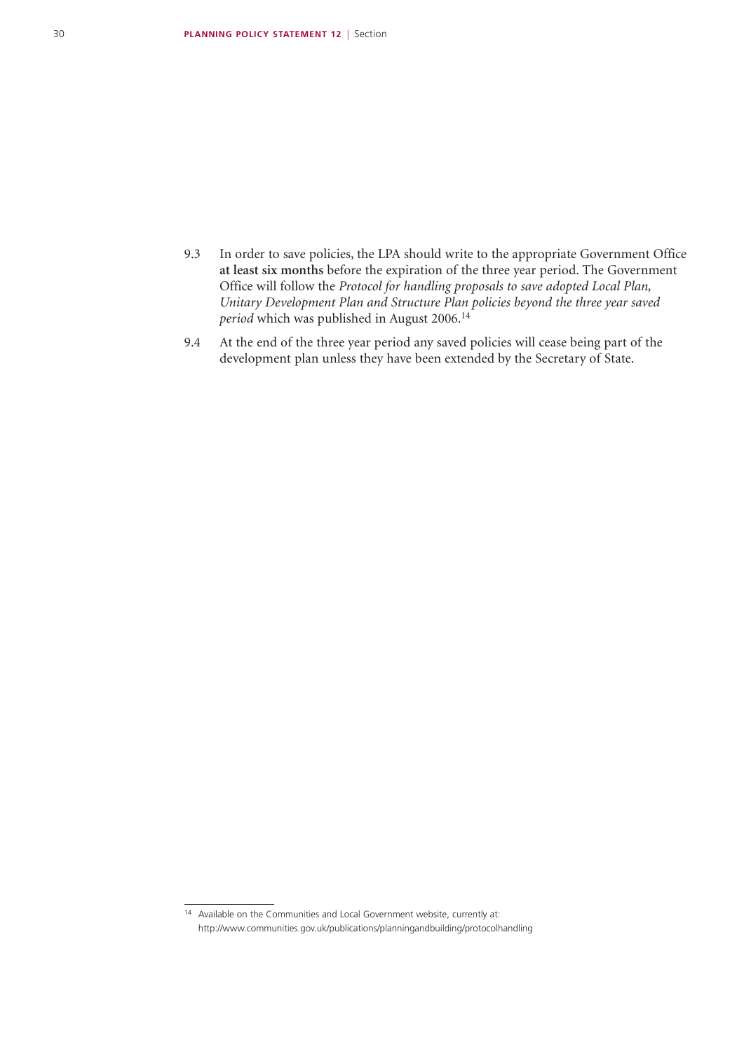9.3 In order to save policies, the LPA should write to the appropriate Government Office **at least six months** before the expiration of the three year period. The Government Office will follow the *Protocol for handling proposals to save adopted Local Plan, Unitary Development Plan and Structure Plan policies beyond the three year saved period* which was published in August 2006.[14]

9.4 At the end of the three year period any saved policies will cease being part of the development plan unless they have been extended by the Secretary of State.

---

[14] Available on the Communities and Local Government website, currently at: http://www.communities.gov.uk/publications/planningandbuilding/protocolhandling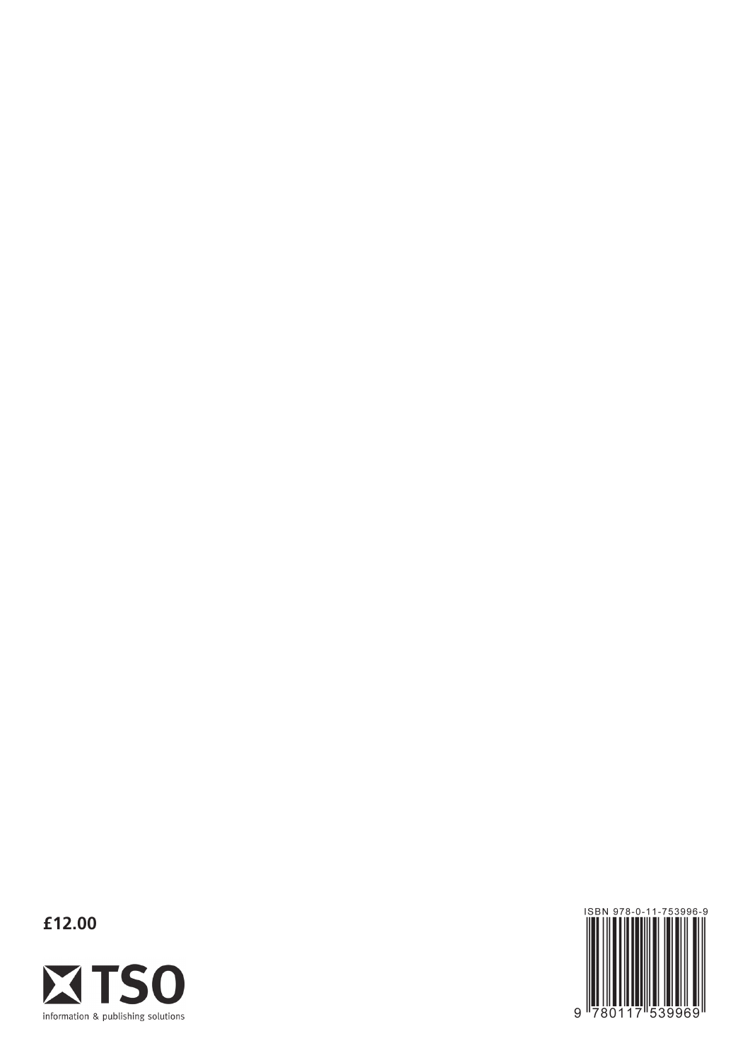**£12.00**

TSO

information & publishing solutions

ISBN 978-0-11-753996-9

9 780117 539969